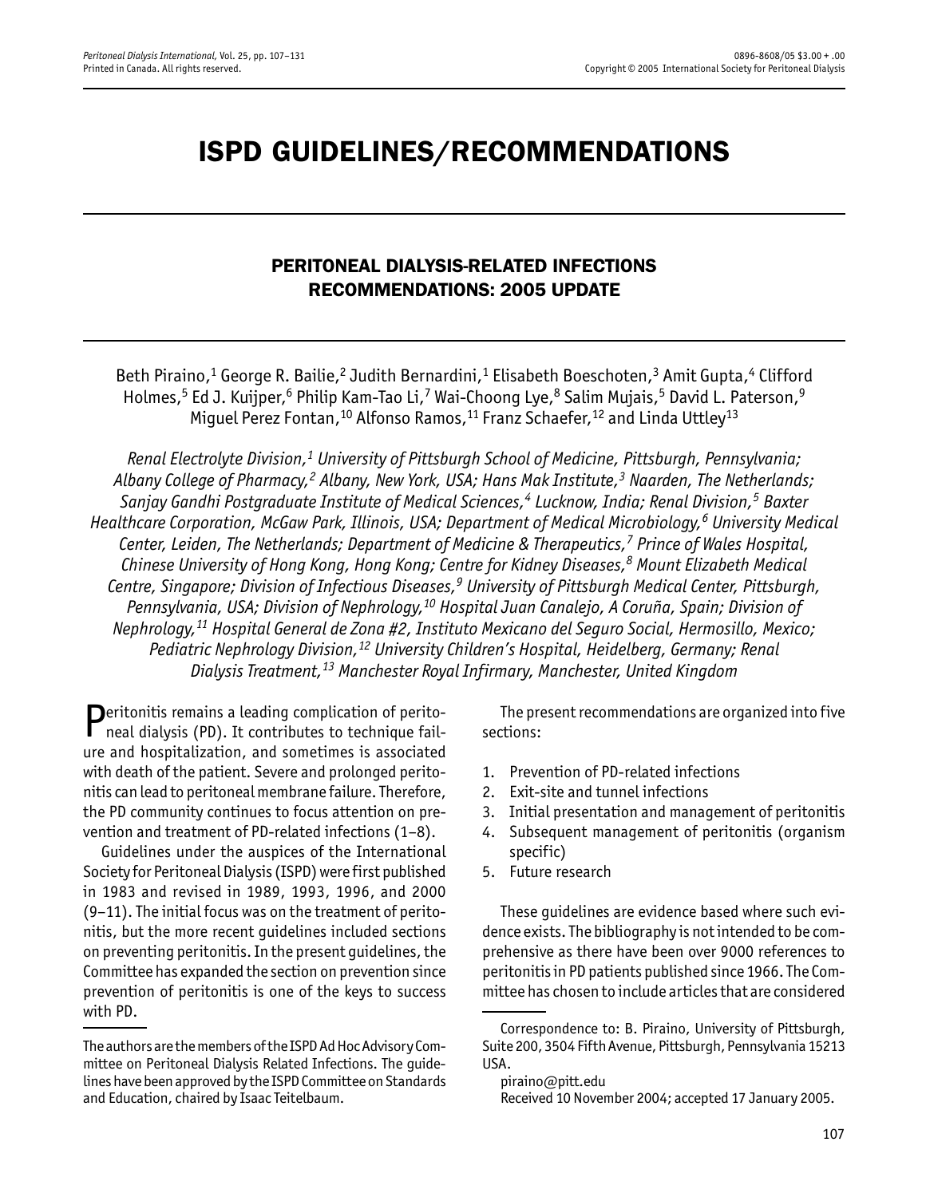# ISPD GUIDELINES/RECOMMENDATIONS

## PERITONEAL DIALYSIS-RELATED INFECTIONS RECOMMENDATIONS: 2005 UPDATE

Beth Piraino,[1] George R. Bailie,[2] Judith Bernardini,[1] Elisabeth Boeschoten,[3] Amit Gupta,[4] Clifford Holmes,[5] Ed J. Kuijper,[6] Philip Kam-Tao Li,[7] Wai-Choong Lye,[8] Salim Mujais,[5] David L. Paterson,[9] Miguel Perez Fontan,[10] Alfonso Ramos,[11] Franz Schaefer,[12] and Linda Uttley[13]

*Renal Electrolyte Division,[1] University of Pittsburgh School of Medicine, Pittsburgh, Pennsylvania; Albany College of Pharmacy,[2] Albany, New York, USA; Hans Mak Institute,[3] Naarden, The Netherlands; Sanjay Gandhi Postgraduate Institute of Medical Sciences,[4] Lucknow, India; Renal Division,[5] Baxter Healthcare Corporation, McGaw Park, Illinois, USA; Department of Medical Microbiology,[6] University Medical Center, Leiden, The Netherlands; Department of Medicine & Therapeutics,[7] Prince of Wales Hospital, Chinese University of Hong Kong, Hong Kong; Centre for Kidney Diseases,[8] Mount Elizabeth Medical Centre, Singapore; Division of Infectious Diseases,[9] University of Pittsburgh Medical Center, Pittsburgh, Pennsylvania, USA; Division of Nephrology,[10] Hospital Juan Canalejo, A Coruña, Spain; Division of Nephrology,[11] Hospital General de Zona #2, Instituto Mexicano del Seguro Social, Hermosillo, Mexico; Pediatric Nephrology Division,[12] University Children's Hospital, Heidelberg, Germany; Renal Dialysis Treatment,[13] Manchester Royal Infirmary, Manchester, United Kingdom*

Peritonitis remains a leading complication of peritoneal dialysis (PD). It contributes to technique failure and hospitalization, and sometimes is associated with death of the patient. Severe and prolonged peritonitis can lead to peritoneal membrane failure. Therefore, the PD community continues to focus attention on prevention and treatment of PD-related infections (1–8).

Guidelines under the auspices of the International Society for Peritoneal Dialysis (ISPD) were first published in 1983 and revised in 1989, 1993, 1996, and 2000 (9–11). The initial focus was on the treatment of peritonitis, but the more recent guidelines included sections on preventing peritonitis. In the present guidelines, the Committee has expanded the section on prevention since prevention of peritonitis is one of the keys to success with PD.

The present recommendations are organized into five sections:

1. Prevention of PD-related infections
2. Exit-site and tunnel infections
3. Initial presentation and management of peritonitis
4. Subsequent management of peritonitis (organism specific)
5. Future research

These guidelines are evidence based where such evidence exists. The bibliography is not intended to be comprehensive as there have been over 9000 references to peritonitis in PD patients published since 1966. The Committee has chosen to include articles that are considered

---

The authors are the members of the ISPD Ad Hoc Advisory Committee on Peritoneal Dialysis Related Infections. The guidelines have been approved by the ISPD Committee on Standards and Education, chaired by Isaac Teitelbaum.

Correspondence to: B. Piraino, University of Pittsburgh, Suite 200, 3504 Fifth Avenue, Pittsburgh, Pennsylvania 15213 USA.

piraino@pitt.edu

Received 10 November 2004; accepted 17 January 2005.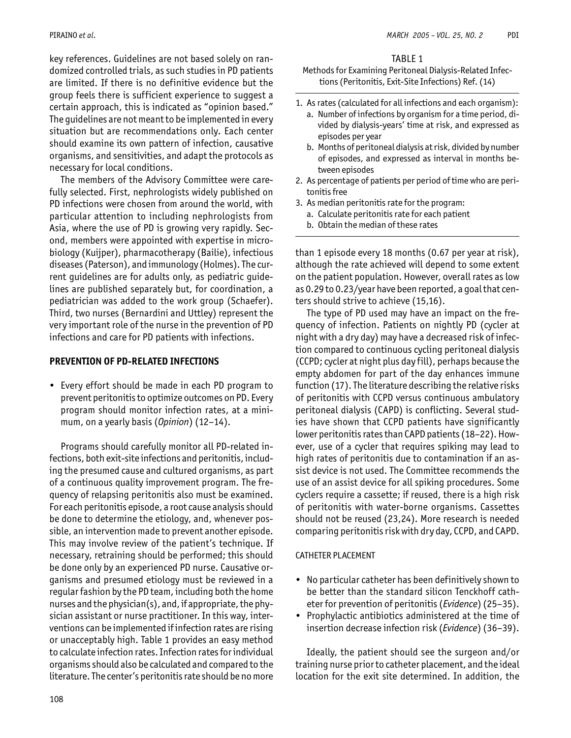key references. Guidelines are not based solely on randomized controlled trials, as such studies in PD patients are limited. If there is no definitive evidence but the group feels there is sufficient experience to suggest a certain approach, this is indicated as "opinion based." The guidelines are not meant to be implemented in every situation but are recommendations only. Each center should examine its own pattern of infection, causative organisms, and sensitivities, and adapt the protocols as necessary for local conditions.

The members of the Advisory Committee were carefully selected. First, nephrologists widely published on PD infections were chosen from around the world, with particular attention to including nephrologists from Asia, where the use of PD is growing very rapidly. Second, members were appointed with expertise in microbiology (Kuijper), pharmacotherapy (Bailie), infectious diseases (Paterson), and immunology (Holmes). The current guidelines are for adults only, as pediatric guidelines are published separately but, for coordination, a pediatrician was added to the work group (Schaefer). Third, two nurses (Bernardini and Uttley) represent the very important role of the nurse in the prevention of PD infections and care for PD patients with infections.

## PREVENTION OF PD-RELATED INFECTIONS

- Every effort should be made in each PD program to prevent peritonitis to optimize outcomes on PD. Every program should monitor infection rates, at a minimum, on a yearly basis (*Opinion*) (12–14).

Programs should carefully monitor all PD-related infections, both exit-site infections and peritonitis, including the presumed cause and cultured organisms, as part of a continuous quality improvement program. The frequency of relapsing peritonitis also must be examined. For each peritonitis episode, a root cause analysis should be done to determine the etiology, and, whenever possible, an intervention made to prevent another episode. This may involve review of the patient's technique. If necessary, retraining should be performed; this should be done only by an experienced PD nurse. Causative organisms and presumed etiology must be reviewed in a regular fashion by the PD team, including both the home nurses and the physician(s), and, if appropriate, the physician assistant or nurse practitioner. In this way, interventions can be implemented if infection rates are rising or unacceptably high. Table 1 provides an easy method to calculate infection rates. Infection rates for individual organisms should also be calculated and compared to the literature. The center's peritonitis rate should be no more than 1 episode every 18 months (0.67 per year at risk), although the rate achieved will depend to some extent on the patient population. However, overall rates as low as 0.29 to 0.23/year have been reported, a goal that centers should strive to achieve (15,16).

TABLE 1
Methods for Examining Peritoneal Dialysis-Related Infections (Peritonitis, Exit-Site Infections) Ref. (14)

1. As rates (calculated for all infections and each organism):
   a. Number of infections by organism for a time period, divided by dialysis-years' time at risk, and expressed as episodes per year
   b. Months of peritoneal dialysis at risk, divided by number of episodes, and expressed as interval in months between episodes
2. As percentage of patients per period of time who are peritonitis free
3. As median peritonitis rate for the program:
   a. Calculate peritonitis rate for each patient
   b. Obtain the median of these rates

The type of PD used may have an impact on the frequency of infection. Patients on nightly PD (cycler at night with a dry day) may have a decreased risk of infection compared to continuous cycling peritoneal dialysis (CCPD; cycler at night plus day fill), perhaps because the empty abdomen for part of the day enhances immune function (17). The literature describing the relative risks of peritonitis with CCPD versus continuous ambulatory peritoneal dialysis (CAPD) is conflicting. Several studies have shown that CCPD patients have significantly lower peritonitis rates than CAPD patients (18–22). However, use of a cycler that requires spiking may lead to high rates of peritonitis due to contamination if an assist device is not used. The Committee recommends the use of an assist device for all spiking procedures. Some cyclers require a cassette; if reused, there is a high risk of peritonitis with water-borne organisms. Cassettes should not be reused (23,24). More research is needed comparing peritonitis risk with dry day, CCPD, and CAPD.

### CATHETER PLACEMENT

- No particular catheter has been definitively shown to be better than the standard silicon Tenckhoff catheter for prevention of peritonitis (*Evidence*) (25–35).
- Prophylactic antibiotics administered at the time of insertion decrease infection risk (*Evidence*) (36–39).

Ideally, the patient should see the surgeon and/or training nurse prior to catheter placement, and the ideal location for the exit site determined. In addition, the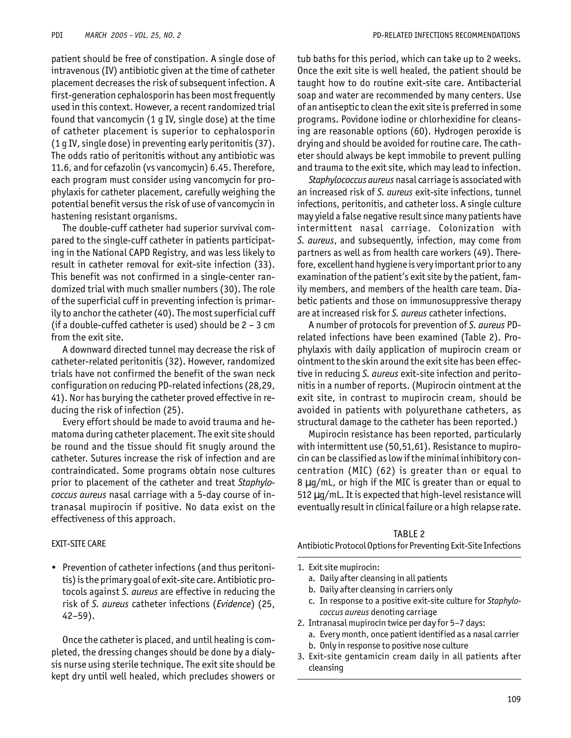patient should be free of constipation. A single dose of intravenous (IV) antibiotic given at the time of catheter placement decreases the risk of subsequent infection. A first-generation cephalosporin has been most frequently used in this context. However, a recent randomized trial found that vancomycin (1 g IV, single dose) at the time of catheter placement is superior to cephalosporin (1 g IV, single dose) in preventing early peritonitis (37). The odds ratio of peritonitis without any antibiotic was 11.6, and for cefazolin (vs vancomycin) 6.45. Therefore, each program must consider using vancomycin for prophylaxis for catheter placement, carefully weighing the potential benefit versus the risk of use of vancomycin in hastening resistant organisms.

The double-cuff catheter had superior survival compared to the single-cuff catheter in patients participating in the National CAPD Registry, and was less likely to result in catheter removal for exit-site infection (33). This benefit was not confirmed in a single-center randomized trial with much smaller numbers (30). The role of the superficial cuff in preventing infection is primarily to anchor the catheter (40). The most superficial cuff (if a double-cuffed catheter is used) should be 2 – 3 cm from the exit site.

A downward directed tunnel may decrease the risk of catheter-related peritonitis (32). However, randomized trials have not confirmed the benefit of the swan neck configuration on reducing PD-related infections (28,29, 41). Nor has burying the catheter proved effective in reducing the risk of infection (25).

Every effort should be made to avoid trauma and hematoma during catheter placement. The exit site should be round and the tissue should fit snugly around the catheter. Sutures increase the risk of infection and are contraindicated. Some programs obtain nose cultures prior to placement of the catheter and treat *Staphylococcus aureus* nasal carriage with a 5-day course of intranasal mupirocin if positive. No data exist on the effectiveness of this approach.

## EXIT-SITE CARE

- Prevention of catheter infections (and thus peritonitis) is the primary goal of exit-site care. Antibiotic protocols against *S. aureus* are effective in reducing the risk of *S. aureus* catheter infections (*Evidence*) (25, 42–59).

Once the catheter is placed, and until healing is completed, the dressing changes should be done by a dialysis nurse using sterile technique. The exit site should be kept dry until well healed, which precludes showers or tub baths for this period, which can take up to 2 weeks. Once the exit site is well healed, the patient should be taught how to do routine exit-site care. Antibacterial soap and water are recommended by many centers. Use of an antiseptic to clean the exit site is preferred in some programs. Povidone iodine or chlorhexidine for cleansing are reasonable options (60). Hydrogen peroxide is drying and should be avoided for routine care. The catheter should always be kept immobile to prevent pulling and trauma to the exit site, which may lead to infection.

*Staphylococcus aureus* nasal carriage is associated with an increased risk of *S. aureus* exit-site infections, tunnel infections, peritonitis, and catheter loss. A single culture may yield a false negative result since many patients have intermittent nasal carriage. Colonization with *S. aureus*, and subsequently, infection, may come from partners as well as from health care workers (49). Therefore, excellent hand hygiene is very important prior to any examination of the patient's exit site by the patient, family members, and members of the health care team. Diabetic patients and those on immunosuppressive therapy are at increased risk for *S. aureus* catheter infections.

A number of protocols for prevention of *S. aureus* PD-related infections have been examined (Table 2). Prophylaxis with daily application of mupirocin cream or ointment to the skin around the exit site has been effective in reducing *S. aureus* exit-site infection and peritonitis in a number of reports. (Mupirocin ointment at the exit site, in contrast to mupirocin cream, should be avoided in patients with polyurethane catheters, as structural damage to the catheter has been reported.)

Mupirocin resistance has been reported, particularly with intermittent use (50,51,61). Resistance to mupirocin can be classified as low if the minimal inhibitory concentration (MIC) (62) is greater than or equal to 8 μg/mL, or high if the MIC is greater than or equal to 512 μg/mL. It is expected that high-level resistance will eventually result in clinical failure or a high relapse rate.

TABLE 2
Antibiotic Protocol Options for Preventing Exit-Site Infections

1. Exit site mupirocin:
   a. Daily after cleansing in all patients
   b. Daily after cleansing in carriers only
   c. In response to a positive exit-site culture for *Staphylococcus aureus* denoting carriage
2. Intranasal mupirocin twice per day for 5–7 days:
   a. Every month, once patient identified as a nasal carrier
   b. Only in response to positive nose culture
3. Exit-site gentamicin cream daily in all patients after cleansing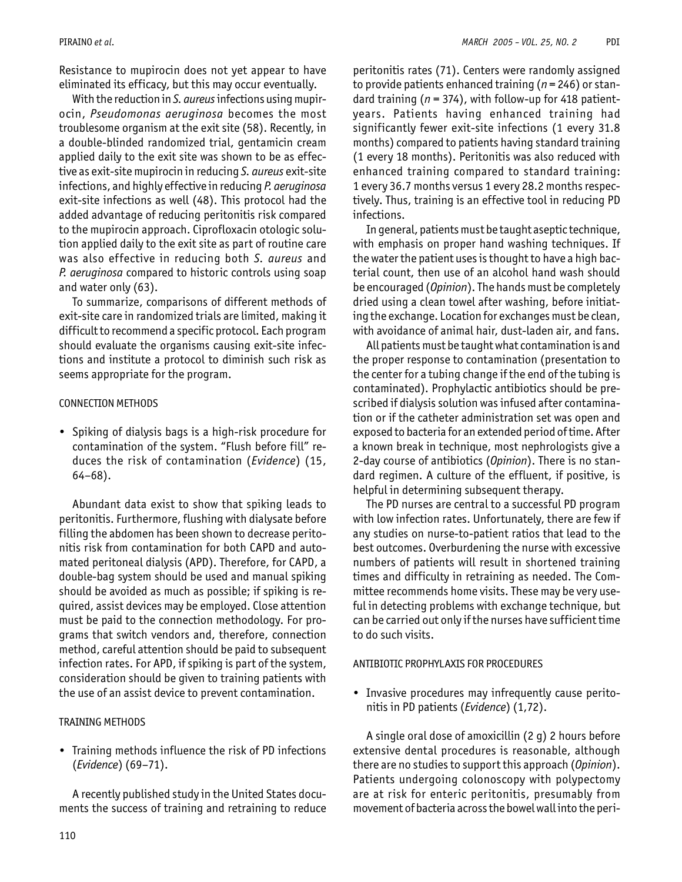Resistance to mupirocin does not yet appear to have eliminated its efficacy, but this may occur eventually.

With the reduction in *S. aureus* infections using mupirocin, *Pseudomonas aeruginosa* becomes the most troublesome organism at the exit site (58). Recently, in a double-blinded randomized trial, gentamicin cream applied daily to the exit site was shown to be as effective as exit-site mupirocin in reducing *S. aureus* exit-site infections, and highly effective in reducing *P. aeruginosa* exit-site infections as well (48). This protocol had the added advantage of reducing peritonitis risk compared to the mupirocin approach. Ciprofloxacin otologic solution applied daily to the exit site as part of routine care was also effective in reducing both *S. aureus* and *P. aeruginosa* compared to historic controls using soap and water only (63).

To summarize, comparisons of different methods of exit-site care in randomized trials are limited, making it difficult to recommend a specific protocol. Each program should evaluate the organisms causing exit-site infections and institute a protocol to diminish such risk as seems appropriate for the program.

### CONNECTION METHODS

- Spiking of dialysis bags is a high-risk procedure for contamination of the system. "Flush before fill" reduces the risk of contamination (*Evidence*) (15, 64–68).

Abundant data exist to show that spiking leads to peritonitis. Furthermore, flushing with dialysate before filling the abdomen has been shown to decrease peritonitis risk from contamination for both CAPD and automated peritoneal dialysis (APD). Therefore, for CAPD, a double-bag system should be used and manual spiking should be avoided as much as possible; if spiking is required, assist devices may be employed. Close attention must be paid to the connection methodology. For programs that switch vendors and, therefore, connection method, careful attention should be paid to subsequent infection rates. For APD, if spiking is part of the system, consideration should be given to training patients with the use of an assist device to prevent contamination.

### TRAINING METHODS

- Training methods influence the risk of PD infections (*Evidence*) (69–71).

A recently published study in the United States documents the success of training and retraining to reduce peritonitis rates (71). Centers were randomly assigned to provide patients enhanced training ($n = 246$) or standard training ($n = 374$), with follow-up for 418 patient-years. Patients having enhanced training had significantly fewer exit-site infections (1 every 31.8 months) compared to patients having standard training (1 every 18 months). Peritonitis was also reduced with enhanced training compared to standard training: 1 every 36.7 months versus 1 every 28.2 months respectively. Thus, training is an effective tool in reducing PD infections.

In general, patients must be taught aseptic technique, with emphasis on proper hand washing techniques. If the water the patient uses is thought to have a high bacterial count, then use of an alcohol hand wash should be encouraged (*Opinion*). The hands must be completely dried using a clean towel after washing, before initiating the exchange. Location for exchanges must be clean, with avoidance of animal hair, dust-laden air, and fans.

All patients must be taught what contamination is and the proper response to contamination (presentation to the center for a tubing change if the end of the tubing is contaminated). Prophylactic antibiotics should be prescribed if dialysis solution was infused after contamination or if the catheter administration set was open and exposed to bacteria for an extended period of time. After a known break in technique, most nephrologists give a 2-day course of antibiotics (*Opinion*). There is no standard regimen. A culture of the effluent, if positive, is helpful in determining subsequent therapy.

The PD nurses are central to a successful PD program with low infection rates. Unfortunately, there are few if any studies on nurse-to-patient ratios that lead to the best outcomes. Overburdening the nurse with excessive numbers of patients will result in shortened training times and difficulty in retraining as needed. The Committee recommends home visits. These may be very useful in detecting problems with exchange technique, but can be carried out only if the nurses have sufficient time to do such visits.

### ANTIBIOTIC PROPHYLAXIS FOR PROCEDURES

- Invasive procedures may infrequently cause peritonitis in PD patients (*Evidence*) (1,72).

A single oral dose of amoxicillin (2 g) 2 hours before extensive dental procedures is reasonable, although there are no studies to support this approach (*Opinion*). Patients undergoing colonoscopy with polypectomy are at risk for enteric peritonitis, presumably from movement of bacteria across the bowel wall into the peri-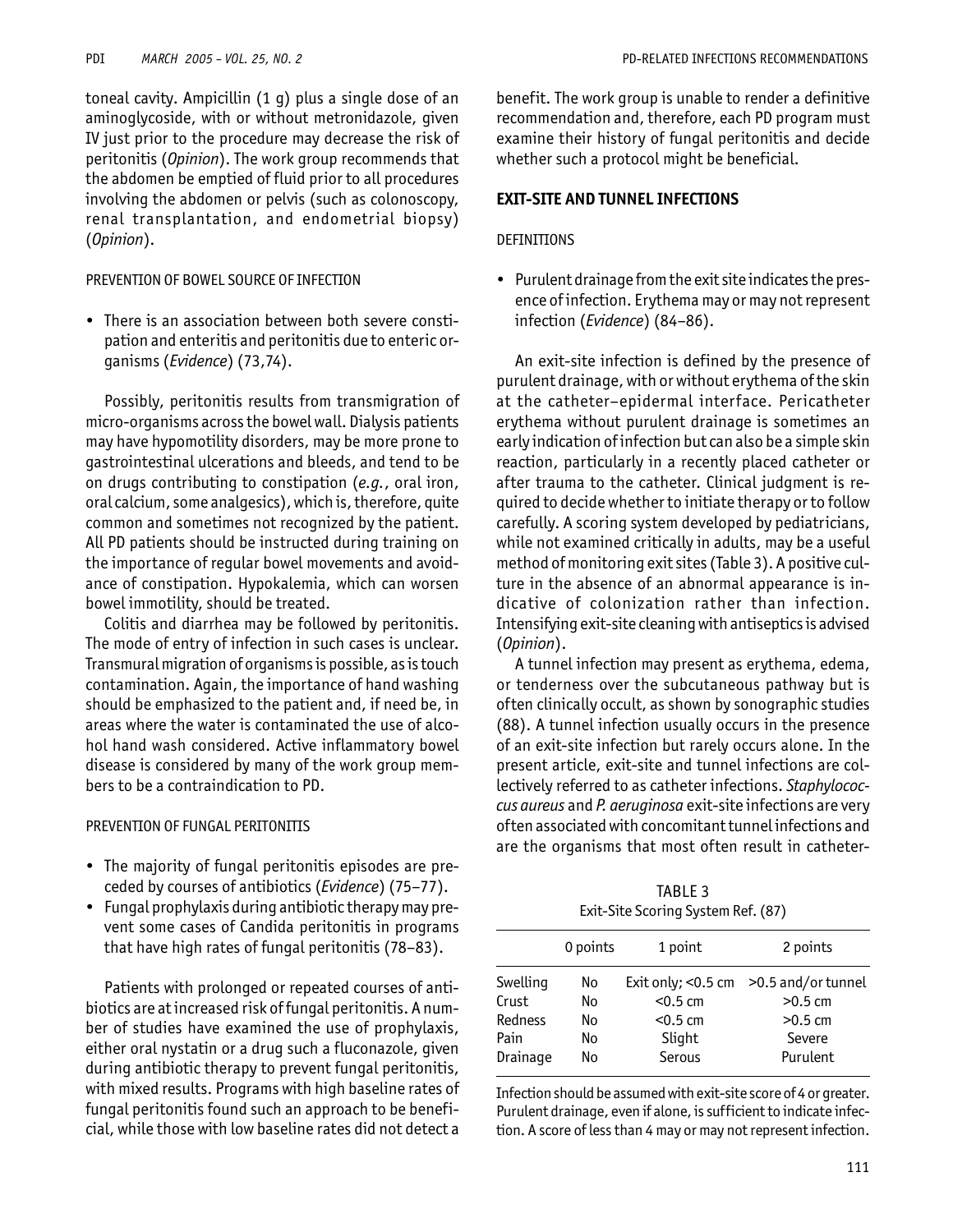toneal cavity. Ampicillin (1 g) plus a single dose of an aminoglycoside, with or without metronidazole, given IV just prior to the procedure may decrease the risk of peritonitis (*Opinion*). The work group recommends that the abdomen be emptied of fluid prior to all procedures involving the abdomen or pelvis (such as colonoscopy, renal transplantation, and endometrial biopsy) (*Opinion*).

### PREVENTION OF BOWEL SOURCE OF INFECTION

- There is an association between both severe constipation and enteritis and peritonitis due to enteric organisms (*Evidence*) (73,74).

Possibly, peritonitis results from transmigration of micro-organisms across the bowel wall. Dialysis patients may have hypomotility disorders, may be more prone to gastrointestinal ulcerations and bleeds, and tend to be on drugs contributing to constipation (*e.g.*, oral iron, oral calcium, some analgesics), which is, therefore, quite common and sometimes not recognized by the patient. All PD patients should be instructed during training on the importance of regular bowel movements and avoidance of constipation. Hypokalemia, which can worsen bowel immotility, should be treated.

Colitis and diarrhea may be followed by peritonitis. The mode of entry of infection in such cases is unclear. Transmural migration of organisms is possible, as is touch contamination. Again, the importance of hand washing should be emphasized to the patient and, if need be, in areas where the water is contaminated the use of alcohol hand wash considered. Active inflammatory bowel disease is considered by many of the work group members to be a contraindication to PD.

### PREVENTION OF FUNGAL PERITONITIS

- The majority of fungal peritonitis episodes are preceded by courses of antibiotics (*Evidence*) (75–77).
- Fungal prophylaxis during antibiotic therapy may prevent some cases of Candida peritonitis in programs that have high rates of fungal peritonitis (78–83).

Patients with prolonged or repeated courses of antibiotics are at increased risk of fungal peritonitis. A number of studies have examined the use of prophylaxis, either oral nystatin or a drug such a fluconazole, given during antibiotic therapy to prevent fungal peritonitis, with mixed results. Programs with high baseline rates of fungal peritonitis found such an approach to be beneficial, while those with low baseline rates did not detect a benefit. The work group is unable to render a definitive recommendation and, therefore, each PD program must examine their history of fungal peritonitis and decide whether such a protocol might be beneficial.

## EXIT-SITE AND TUNNEL INFECTIONS

### DEFINITIONS

- Purulent drainage from the exit site indicates the presence of infection. Erythema may or may not represent infection (*Evidence*) (84–86).

An exit-site infection is defined by the presence of purulent drainage, with or without erythema of the skin at the catheter–epidermal interface. Pericatheter erythema without purulent drainage is sometimes an early indication of infection but can also be a simple skin reaction, particularly in a recently placed catheter or after trauma to the catheter. Clinical judgment is required to decide whether to initiate therapy or to follow carefully. A scoring system developed by pediatricians, while not examined critically in adults, may be a useful method of monitoring exit sites (Table 3). A positive culture in the absence of an abnormal appearance is indicative of colonization rather than infection. Intensifying exit-site cleaning with antiseptics is advised (*Opinion*).

A tunnel infection may present as erythema, edema, or tenderness over the subcutaneous pathway but is often clinically occult, as shown by sonographic studies (88). A tunnel infection usually occurs in the presence of an exit-site infection but rarely occurs alone. In the present article, exit-site and tunnel infections are collectively referred to as catheter infections. *Staphylococcus aureus* and *P. aeruginosa* exit-site infections are very often associated with concomitant tunnel infections and are the organisms that most often result in catheter-

TABLE 3
Exit-Site Scoring System Ref. (87)

| | 0 points | 1 point | 2 points |
|---|---|---|---|
| Swelling | No | Exit only; <0.5 cm | >0.5 and/or tunnel |
| Crust | No | <0.5 cm | >0.5 cm |
| Redness | No | <0.5 cm | >0.5 cm |
| Pain | No | Slight | Severe |
| Drainage | No | Serous | Purulent |

Infection should be assumed with exit-site score of 4 or greater. Purulent drainage, even if alone, is sufficient to indicate infection. A score of less than 4 may or may not represent infection.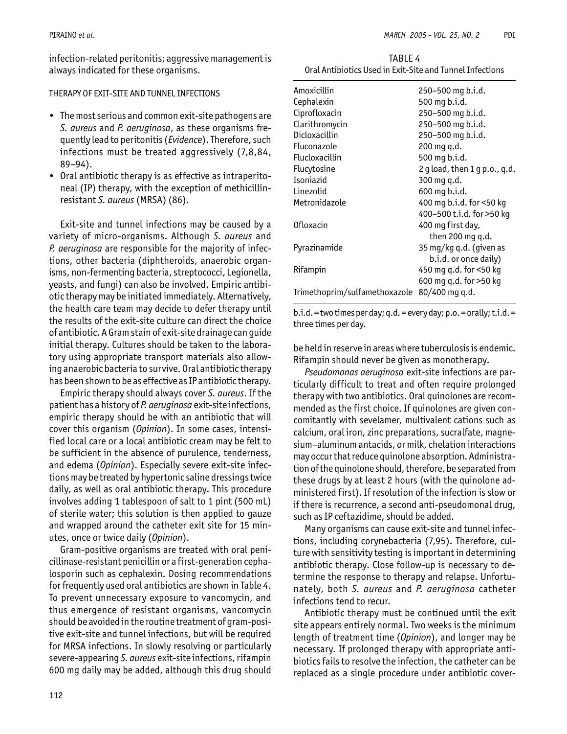infection-related peritonitis; aggressive management is always indicated for these organisms.

THERAPY OF EXIT-SITE AND TUNNEL INFECTIONS

- The most serious and common exit-site pathogens are *S. aureus* and *P. aeruginosa*, as these organisms frequently lead to peritonitis (*Evidence*). Therefore, such infections must be treated aggressively (7,8,84, 89–94).
- Oral antibiotic therapy is as effective as intraperitoneal (IP) therapy, with the exception of methicillin-resistant *S. aureus* (MRSA) (86).

Exit-site and tunnel infections may be caused by a variety of micro-organisms. Although *S. aureus* and *P. aeruginosa* are responsible for the majority of infections, other bacteria (diphtheroids, anaerobic organisms, non-fermenting bacteria, streptococci, Legionella, yeasts, and fungi) can also be involved. Empiric antibiotic therapy may be initiated immediately. Alternatively, the health care team may decide to defer therapy until the results of the exit-site culture can direct the choice of antibiotic. A Gram stain of exit-site drainage can guide initial therapy. Cultures should be taken to the laboratory using appropriate transport materials also allowing anaerobic bacteria to survive. Oral antibiotic therapy has been shown to be as effective as IP antibiotic therapy.

Empiric therapy should always cover *S. aureus*. If the patient has a history of *P. aeruginosa* exit-site infections, empiric therapy should be with an antibiotic that will cover this organism (*Opinion*). In some cases, intensified local care or a local antibiotic cream may be felt to be sufficient in the absence of purulence, tenderness, and edema (*Opinion*). Especially severe exit-site infections may be treated by hypertonic saline dressings twice daily, as well as oral antibiotic therapy. This procedure involves adding 1 tablespoon of salt to 1 pint (500 mL) of sterile water; this solution is then applied to gauze and wrapped around the catheter exit site for 15 minutes, once or twice daily (*Opinion*).

Gram-positive organisms are treated with oral penicillinase-resistant penicillin or a first-generation cephalosporin such as cephalexin. Dosing recommendations for frequently used oral antibiotics are shown in Table 4. To prevent unnecessary exposure to vancomycin, and thus emergence of resistant organisms, vancomycin should be avoided in the routine treatment of gram-positive exit-site and tunnel infections, but will be required for MRSA infections. In slowly resolving or particularly severe-appearing *S. aureus* exit-site infections, rifampin 600 mg daily may be added, although this drug should be held in reserve in areas where tuberculosis is endemic. Rifampin should never be given as monotherapy.

TABLE 4
Oral Antibiotics Used in Exit-Site and Tunnel Infections

| | |
|---|---|
| Amoxicillin | 250–500 mg b.i.d. |
| Cephalexin | 500 mg b.i.d. |
| Ciprofloxacin | 250–500 mg b.i.d. |
| Clarithromycin | 250–500 mg b.i.d. |
| Dicloxacillin | 250–500 mg b.i.d. |
| Fluconazole | 200 mg q.d. |
| Flucloxacillin | 500 mg b.i.d. |
| Flucytosine | 2 g load, then 1 g p.o., q.d. |
| Isoniazid | 300 mg q.d. |
| Linezolid | 600 mg b.i.d. |
| Metronidazole | 400 mg b.i.d. for <50 kg; 400–500 t.i.d. for >50 kg |
| Ofloxacin | 400 mg first day, then 200 mg q.d. |
| Pyrazinamide | 35 mg/kg q.d. (given as b.i.d. or once daily) |
| Rifampin | 450 mg q.d. for <50 kg; 600 mg q.d. for >50 kg |
| Trimethoprim/sulfamethoxazole | 80/400 mg q.d. |

b.i.d. = two times per day; q.d. = every day; p.o. = orally; t.i.d. = three times per day.

*Pseudomonas aeruginosa* exit-site infections are particularly difficult to treat and often require prolonged therapy with two antibiotics. Oral quinolones are recommended as the first choice. If quinolones are given concomitantly with sevelamer, multivalent cations such as calcium, oral iron, zinc preparations, sucralfate, magnesium–aluminum antacids, or milk, chelation interactions may occur that reduce quinolone absorption. Administration of the quinolone should, therefore, be separated from these drugs by at least 2 hours (with the quinolone administered first). If resolution of the infection is slow or if there is recurrence, a second anti-pseudomonal drug, such as IP ceftazidime, should be added.

Many organisms can cause exit-site and tunnel infections, including corynebacteria (7,95). Therefore, culture with sensitivity testing is important in determining antibiotic therapy. Close follow-up is necessary to determine the response to therapy and relapse. Unfortunately, both *S. aureus* and *P. aeruginosa* catheter infections tend to recur.

Antibiotic therapy must be continued until the exit site appears entirely normal. Two weeks is the minimum length of treatment time (*Opinion*), and longer may be necessary. If prolonged therapy with appropriate antibiotics fails to resolve the infection, the catheter can be replaced as a single procedure under antibiotic cover-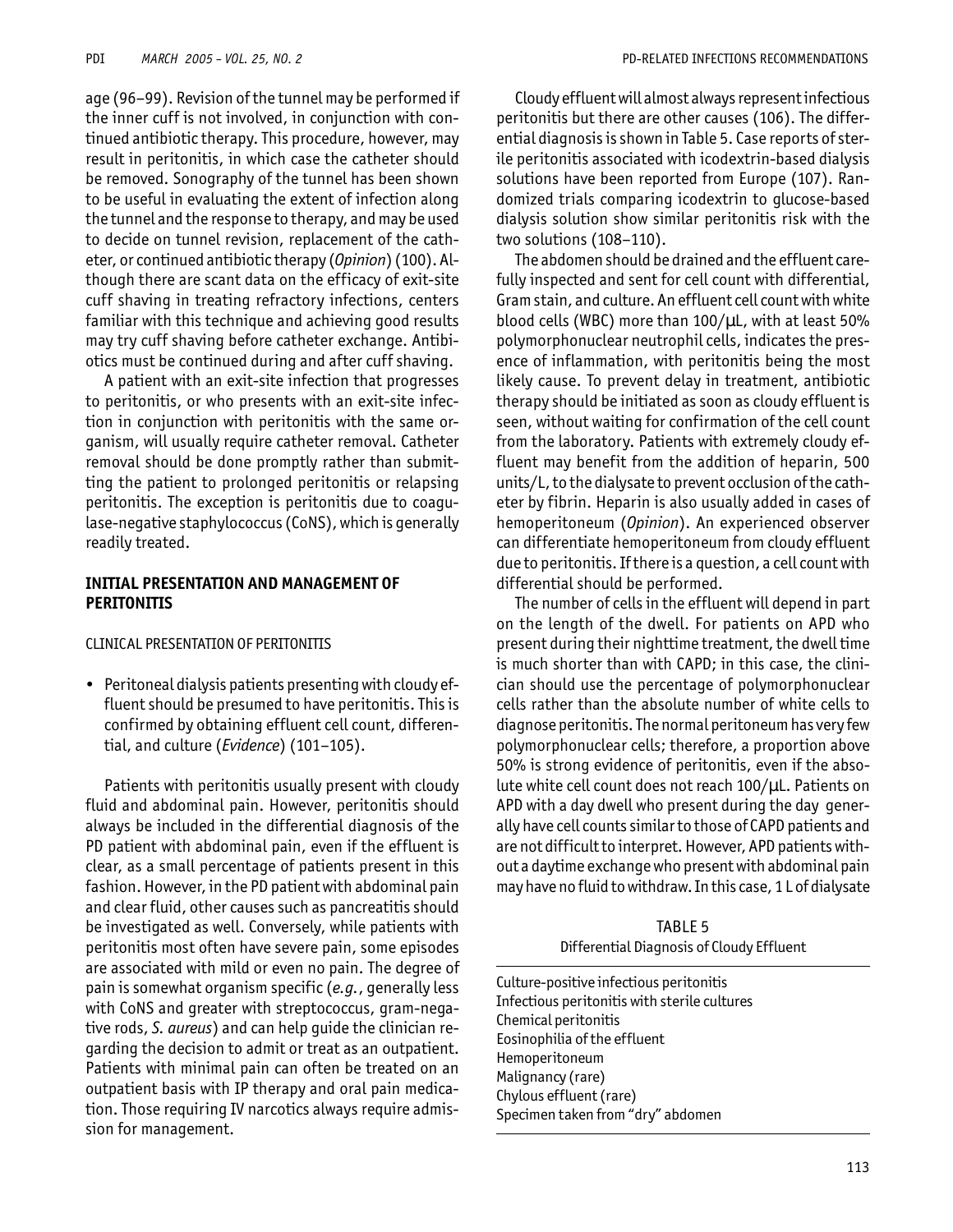age (96–99). Revision of the tunnel may be performed if the inner cuff is not involved, in conjunction with continued antibiotic therapy. This procedure, however, may result in peritonitis, in which case the catheter should be removed. Sonography of the tunnel has been shown to be useful in evaluating the extent of infection along the tunnel and the response to therapy, and may be used to decide on tunnel revision, replacement of the catheter, or continued antibiotic therapy (*Opinion*) (100). Although there are scant data on the efficacy of exit-site cuff shaving in treating refractory infections, centers familiar with this technique and achieving good results may try cuff shaving before catheter exchange. Antibiotics must be continued during and after cuff shaving.

A patient with an exit-site infection that progresses to peritonitis, or who presents with an exit-site infection in conjunction with peritonitis with the same organism, will usually require catheter removal. Catheter removal should be done promptly rather than submitting the patient to prolonged peritonitis or relapsing peritonitis. The exception is peritonitis due to coagulase-negative staphylococcus (CoNS), which is generally readily treated.

## INITIAL PRESENTATION AND MANAGEMENT OF PERITONITIS

### CLINICAL PRESENTATION OF PERITONITIS

- Peritoneal dialysis patients presenting with cloudy effluent should be presumed to have peritonitis. This is confirmed by obtaining effluent cell count, differential, and culture (*Evidence*) (101–105).

Patients with peritonitis usually present with cloudy fluid and abdominal pain. However, peritonitis should always be included in the differential diagnosis of the PD patient with abdominal pain, even if the effluent is clear, as a small percentage of patients present in this fashion. However, in the PD patient with abdominal pain and clear fluid, other causes such as pancreatitis should be investigated as well. Conversely, while patients with peritonitis most often have severe pain, some episodes are associated with mild or even no pain. The degree of pain is somewhat organism specific (*e.g.*, generally less with CoNS and greater with streptococcus, gram-negative rods, *S. aureus*) and can help guide the clinician regarding the decision to admit or treat as an outpatient. Patients with minimal pain can often be treated on an outpatient basis with IP therapy and oral pain medication. Those requiring IV narcotics always require admission for management.

Cloudy effluent will almost always represent infectious peritonitis but there are other causes (106). The differential diagnosis is shown in Table 5. Case reports of sterile peritonitis associated with icodextrin-based dialysis solutions have been reported from Europe (107). Randomized trials comparing icodextrin to glucose-based dialysis solution show similar peritonitis risk with the two solutions (108–110).

The abdomen should be drained and the effluent carefully inspected and sent for cell count with differential, Gram stain, and culture. An effluent cell count with white blood cells (WBC) more than 100/μL, with at least 50% polymorphonuclear neutrophil cells, indicates the presence of inflammation, with peritonitis being the most likely cause. To prevent delay in treatment, antibiotic therapy should be initiated as soon as cloudy effluent is seen, without waiting for confirmation of the cell count from the laboratory. Patients with extremely cloudy effluent may benefit from the addition of heparin, 500 units/L, to the dialysate to prevent occlusion of the catheter by fibrin. Heparin is also usually added in cases of hemoperitoneum (*Opinion*). An experienced observer can differentiate hemoperitoneum from cloudy effluent due to peritonitis. If there is a question, a cell count with differential should be performed.

The number of cells in the effluent will depend in part on the length of the dwell. For patients on APD who present during their nighttime treatment, the dwell time is much shorter than with CAPD; in this case, the clinician should use the percentage of polymorphonuclear cells rather than the absolute number of white cells to diagnose peritonitis. The normal peritoneum has very few polymorphonuclear cells; therefore, a proportion above 50% is strong evidence of peritonitis, even if the absolute white cell count does not reach 100/μL. Patients on APD with a day dwell who present during the day generally have cell counts similar to those of CAPD patients and are not difficult to interpret. However, APD patients without a daytime exchange who present with abdominal pain may have no fluid to withdraw. In this case, 1 L of dialysate

TABLE 5
Differential Diagnosis of Cloudy Effluent

| |
|---|
| Culture-positive infectious peritonitis |
| Infectious peritonitis with sterile cultures |
| Chemical peritonitis |
| Eosinophilia of the effluent |
| Hemoperitoneum |
| Malignancy (rare) |
| Chylous effluent (rare) |
| Specimen taken from "dry" abdomen |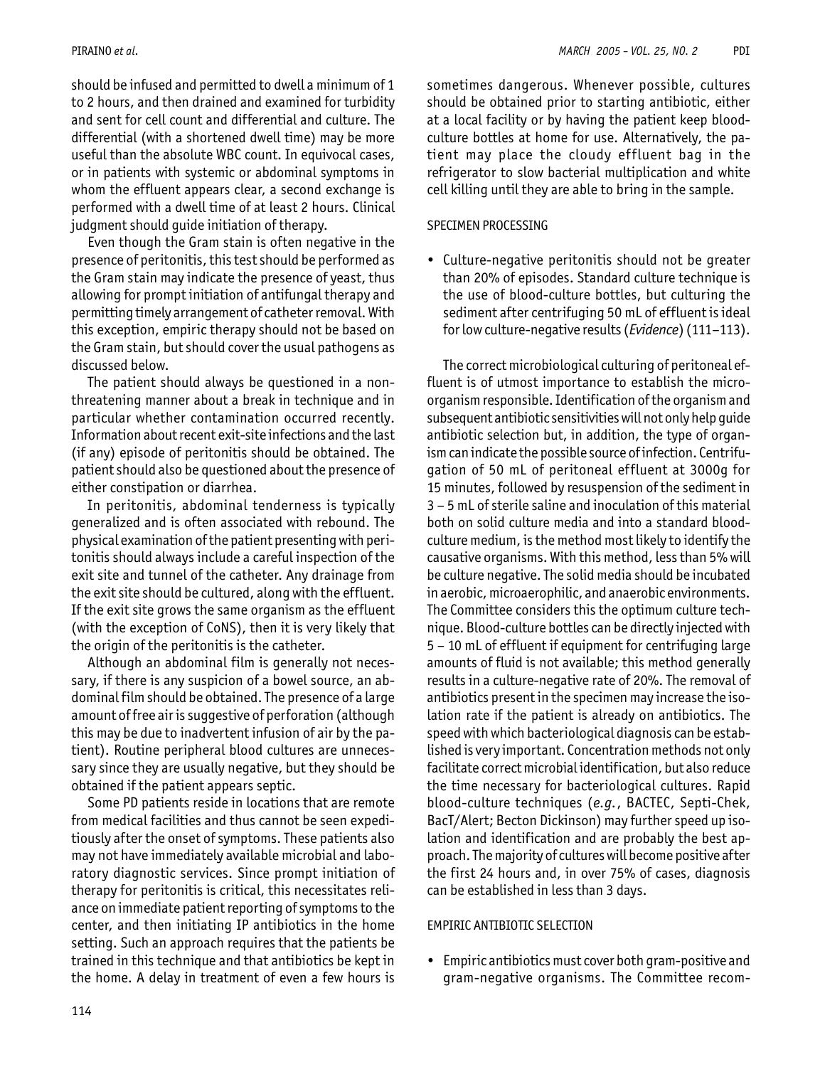should be infused and permitted to dwell a minimum of 1 to 2 hours, and then drained and examined for turbidity and sent for cell count and differential and culture. The differential (with a shortened dwell time) may be more useful than the absolute WBC count. In equivocal cases, or in patients with systemic or abdominal symptoms in whom the effluent appears clear, a second exchange is performed with a dwell time of at least 2 hours. Clinical judgment should guide initiation of therapy.

Even though the Gram stain is often negative in the presence of peritonitis, this test should be performed as the Gram stain may indicate the presence of yeast, thus allowing for prompt initiation of antifungal therapy and permitting timely arrangement of catheter removal. With this exception, empiric therapy should not be based on the Gram stain, but should cover the usual pathogens as discussed below.

The patient should always be questioned in a non-threatening manner about a break in technique and in particular whether contamination occurred recently. Information about recent exit-site infections and the last (if any) episode of peritonitis should be obtained. The patient should also be questioned about the presence of either constipation or diarrhea.

In peritonitis, abdominal tenderness is typically generalized and is often associated with rebound. The physical examination of the patient presenting with peritonitis should always include a careful inspection of the exit site and tunnel of the catheter. Any drainage from the exit site should be cultured, along with the effluent. If the exit site grows the same organism as the effluent (with the exception of CoNS), then it is very likely that the origin of the peritonitis is the catheter.

Although an abdominal film is generally not necessary, if there is any suspicion of a bowel source, an abdominal film should be obtained. The presence of a large amount of free air is suggestive of perforation (although this may be due to inadvertent infusion of air by the patient). Routine peripheral blood cultures are unnecessary since they are usually negative, but they should be obtained if the patient appears septic.

Some PD patients reside in locations that are remote from medical facilities and thus cannot be seen expeditiously after the onset of symptoms. These patients also may not have immediately available microbial and laboratory diagnostic services. Since prompt initiation of therapy for peritonitis is critical, this necessitates reliance on immediate patient reporting of symptoms to the center, and then initiating IP antibiotics in the home setting. Such an approach requires that the patients be trained in this technique and that antibiotics be kept in the home. A delay in treatment of even a few hours is sometimes dangerous. Whenever possible, cultures should be obtained prior to starting antibiotic, either at a local facility or by having the patient keep blood-culture bottles at home for use. Alternatively, the patient may place the cloudy effluent bag in the refrigerator to slow bacterial multiplication and white cell killing until they are able to bring in the sample.

## SPECIMEN PROCESSING

- Culture-negative peritonitis should not be greater than 20% of episodes. Standard culture technique is the use of blood-culture bottles, but culturing the sediment after centrifuging 50 mL of effluent is ideal for low culture-negative results (*Evidence*) (111–113).

The correct microbiological culturing of peritoneal effluent is of utmost importance to establish the microorganism responsible. Identification of the organism and subsequent antibiotic sensitivities will not only help guide antibiotic selection but, in addition, the type of organism can indicate the possible source of infection. Centrifugation of 50 mL of peritoneal effluent at 3000g for 15 minutes, followed by resuspension of the sediment in 3 – 5 mL of sterile saline and inoculation of this material both on solid culture media and into a standard blood-culture medium, is the method most likely to identify the causative organisms. With this method, less than 5% will be culture negative. The solid media should be incubated in aerobic, microaerophilic, and anaerobic environments. The Committee considers this the optimum culture technique. Blood-culture bottles can be directly injected with 5 – 10 mL of effluent if equipment for centrifuging large amounts of fluid is not available; this method generally results in a culture-negative rate of 20%. The removal of antibiotics present in the specimen may increase the isolation rate if the patient is already on antibiotics. The speed with which bacteriological diagnosis can be established is very important. Concentration methods not only facilitate correct microbial identification, but also reduce the time necessary for bacteriological cultures. Rapid blood-culture techniques (*e.g.*, BACTEC, Septi-Chek, BacT/Alert; Becton Dickinson) may further speed up isolation and identification and are probably the best approach. The majority of cultures will become positive after the first 24 hours and, in over 75% of cases, diagnosis can be established in less than 3 days.

## EMPIRIC ANTIBIOTIC SELECTION

- Empiric antibiotics must cover both gram-positive and gram-negative organisms. The Committee recom-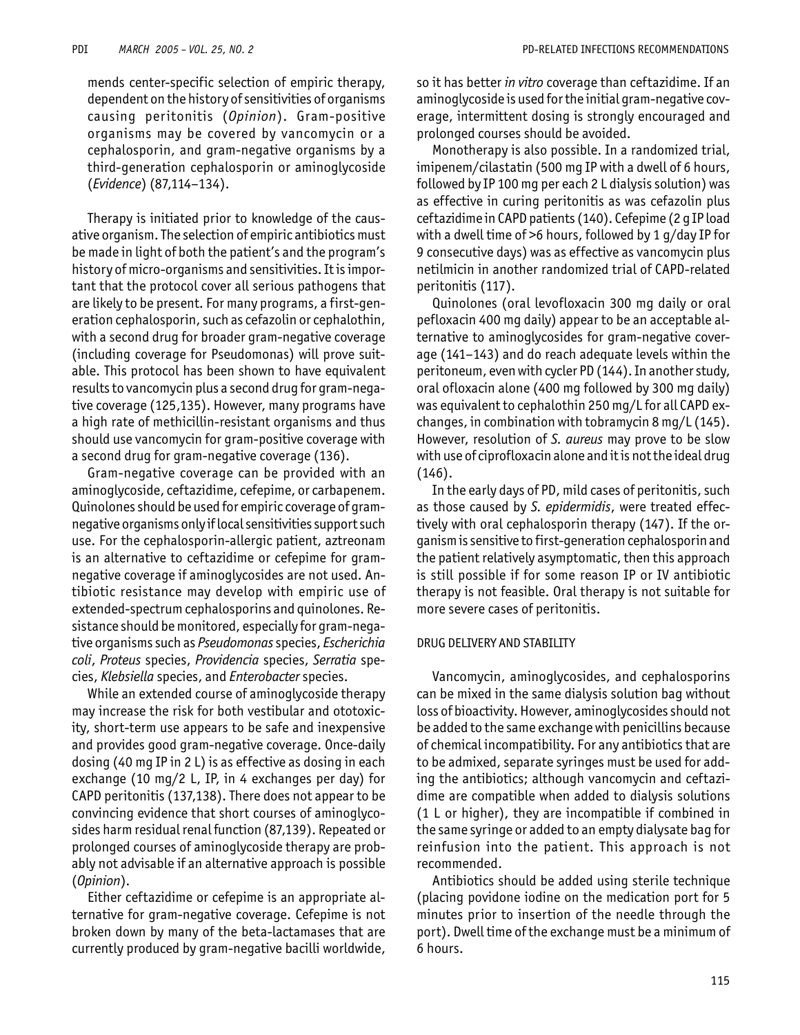mends center-specific selection of empiric therapy, dependent on the history of sensitivities of organisms causing peritonitis (*Opinion*). Gram-positive organisms may be covered by vancomycin or a cephalosporin, and gram-negative organisms by a third-generation cephalosporin or aminoglycoside (*Evidence*) (87,114–134).

Therapy is initiated prior to knowledge of the causative organism. The selection of empiric antibiotics must be made in light of both the patient's and the program's history of micro-organisms and sensitivities. It is important that the protocol cover all serious pathogens that are likely to be present. For many programs, a first-generation cephalosporin, such as cefazolin or cephalothin, with a second drug for broader gram-negative coverage (including coverage for Pseudomonas) will prove suitable. This protocol has been shown to have equivalent results to vancomycin plus a second drug for gram-negative coverage (125,135). However, many programs have a high rate of methicillin-resistant organisms and thus should use vancomycin for gram-positive coverage with a second drug for gram-negative coverage (136).

Gram-negative coverage can be provided with an aminoglycoside, ceftazidime, cefepime, or carbapenem. Quinolones should be used for empiric coverage of gram-negative organisms only if local sensitivities support such use. For the cephalosporin-allergic patient, aztreonam is an alternative to ceftazidime or cefepime for gram-negative coverage if aminoglycosides are not used. Antibiotic resistance may develop with empiric use of extended-spectrum cephalosporins and quinolones. Resistance should be monitored, especially for gram-negative organisms such as *Pseudomonas* species, *Escherichia coli*, *Proteus* species, *Providencia* species, *Serratia* species, *Klebsiella* species, and *Enterobacter* species.

While an extended course of aminoglycoside therapy may increase the risk for both vestibular and ototoxicity, short-term use appears to be safe and inexpensive and provides good gram-negative coverage. Once-daily dosing (40 mg IP in 2 L) is as effective as dosing in each exchange (10 mg/2 L, IP, in 4 exchanges per day) for CAPD peritonitis (137,138). There does not appear to be convincing evidence that short courses of aminoglycosides harm residual renal function (87,139). Repeated or prolonged courses of aminoglycoside therapy are probably not advisable if an alternative approach is possible (*Opinion*).

Either ceftazidime or cefepime is an appropriate alternative for gram-negative coverage. Cefepime is not broken down by many of the beta-lactamases that are currently produced by gram-negative bacilli worldwide, so it has better *in vitro* coverage than ceftazidime. If an aminoglycoside is used for the initial gram-negative coverage, intermittent dosing is strongly encouraged and prolonged courses should be avoided.

Monotherapy is also possible. In a randomized trial, imipenem/cilastatin (500 mg IP with a dwell of 6 hours, followed by IP 100 mg per each 2 L dialysis solution) was as effective in curing peritonitis as was cefazolin plus ceftazidime in CAPD patients (140). Cefepime (2 g IP load with a dwell time of >6 hours, followed by 1 g/day IP for 9 consecutive days) was as effective as vancomycin plus netilmicin in another randomized trial of CAPD-related peritonitis (117).

Quinolones (oral levofloxacin 300 mg daily or oral pefloxacin 400 mg daily) appear to be an acceptable alternative to aminoglycosides for gram-negative coverage (141–143) and do reach adequate levels within the peritoneum, even with cycler PD (144). In another study, oral ofloxacin alone (400 mg followed by 300 mg daily) was equivalent to cephalothin 250 mg/L for all CAPD exchanges, in combination with tobramycin 8 mg/L (145). However, resolution of *S. aureus* may prove to be slow with use of ciprofloxacin alone and it is not the ideal drug (146).

In the early days of PD, mild cases of peritonitis, such as those caused by *S. epidermidis*, were treated effectively with oral cephalosporin therapy (147). If the organism is sensitive to first-generation cephalosporin and the patient relatively asymptomatic, then this approach is still possible if for some reason IP or IV antibiotic therapy is not feasible. Oral therapy is not suitable for more severe cases of peritonitis.

## DRUG DELIVERY AND STABILITY

Vancomycin, aminoglycosides, and cephalosporins can be mixed in the same dialysis solution bag without loss of bioactivity. However, aminoglycosides should not be added to the same exchange with penicillins because of chemical incompatibility. For any antibiotics that are to be admixed, separate syringes must be used for adding the antibiotics; although vancomycin and ceftazidime are compatible when added to dialysis solutions (1 L or higher), they are incompatible if combined in the same syringe or added to an empty dialysate bag for reinfusion into the patient. This approach is not recommended.

Antibiotics should be added using sterile technique (placing povidone iodine on the medication port for 5 minutes prior to insertion of the needle through the port). Dwell time of the exchange must be a minimum of 6 hours.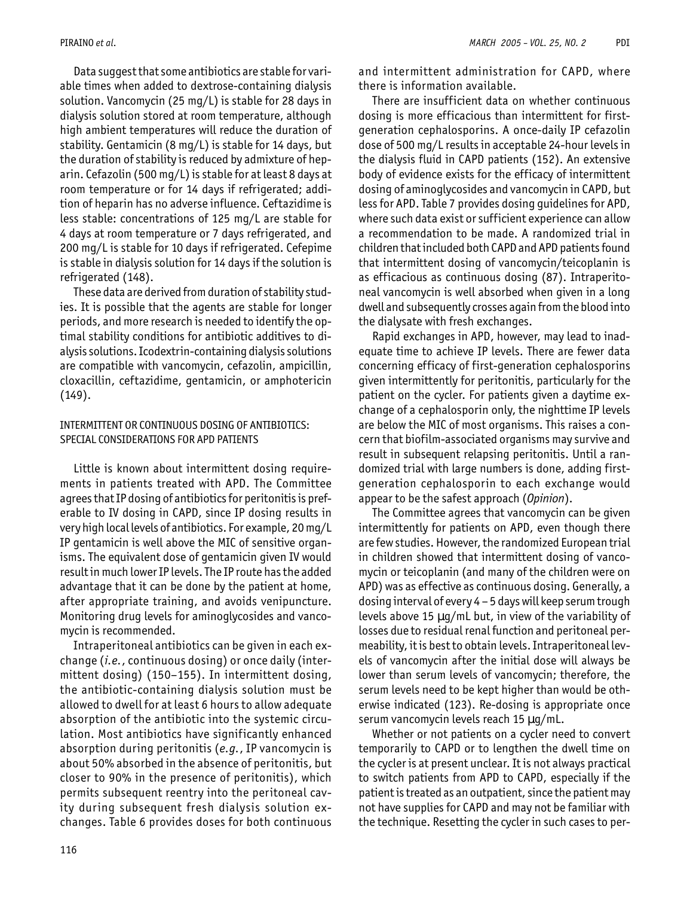Data suggest that some antibiotics are stable for variable times when added to dextrose-containing dialysis solution. Vancomycin (25 mg/L) is stable for 28 days in dialysis solution stored at room temperature, although high ambient temperatures will reduce the duration of stability. Gentamicin (8 mg/L) is stable for 14 days, but the duration of stability is reduced by admixture of heparin. Cefazolin (500 mg/L) is stable for at least 8 days at room temperature or for 14 days if refrigerated; addition of heparin has no adverse influence. Ceftazidime is less stable: concentrations of 125 mg/L are stable for 4 days at room temperature or 7 days refrigerated, and 200 mg/L is stable for 10 days if refrigerated. Cefepime is stable in dialysis solution for 14 days if the solution is refrigerated (148).

These data are derived from duration of stability studies. It is possible that the agents are stable for longer periods, and more research is needed to identify the optimal stability conditions for antibiotic additives to dialysis solutions. Icodextrin-containing dialysis solutions are compatible with vancomycin, cefazolin, ampicillin, cloxacillin, ceftazidime, gentamicin, or amphotericin (149).

### INTERMITTENT OR CONTINUOUS DOSING OF ANTIBIOTICS: SPECIAL CONSIDERATIONS FOR APD PATIENTS

Little is known about intermittent dosing requirements in patients treated with APD. The Committee agrees that IP dosing of antibiotics for peritonitis is preferable to IV dosing in CAPD, since IP dosing results in very high local levels of antibiotics. For example, 20 mg/L IP gentamicin is well above the MIC of sensitive organisms. The equivalent dose of gentamicin given IV would result in much lower IP levels. The IP route has the added advantage that it can be done by the patient at home, after appropriate training, and avoids venipuncture. Monitoring drug levels for aminoglycosides and vancomycin is recommended.

Intraperitoneal antibiotics can be given in each exchange (*i.e.*, continuous dosing) or once daily (intermittent dosing) (150–155). In intermittent dosing, the antibiotic-containing dialysis solution must be allowed to dwell for at least 6 hours to allow adequate absorption of the antibiotic into the systemic circulation. Most antibiotics have significantly enhanced absorption during peritonitis (*e.g.*, IP vancomycin is about 50% absorbed in the absence of peritonitis, but closer to 90% in the presence of peritonitis), which permits subsequent reentry into the peritoneal cavity during subsequent fresh dialysis solution exchanges. Table 6 provides doses for both continuous and intermittent administration for CAPD, where there is information available.

There are insufficient data on whether continuous dosing is more efficacious than intermittent for first-generation cephalosporins. A once-daily IP cefazolin dose of 500 mg/L results in acceptable 24-hour levels in the dialysis fluid in CAPD patients (152). An extensive body of evidence exists for the efficacy of intermittent dosing of aminoglycosides and vancomycin in CAPD, but less for APD. Table 7 provides dosing guidelines for APD, where such data exist or sufficient experience can allow a recommendation to be made. A randomized trial in children that included both CAPD and APD patients found that intermittent dosing of vancomycin/teicoplanin is as efficacious as continuous dosing (87). Intraperitoneal vancomycin is well absorbed when given in a long dwell and subsequently crosses again from the blood into the dialysate with fresh exchanges.

Rapid exchanges in APD, however, may lead to inadequate time to achieve IP levels. There are fewer data concerning efficacy of first-generation cephalosporins given intermittently for peritonitis, particularly for the patient on the cycler. For patients given a daytime exchange of a cephalosporin only, the nighttime IP levels are below the MIC of most organisms. This raises a concern that biofilm-associated organisms may survive and result in subsequent relapsing peritonitis. Until a randomized trial with large numbers is done, adding first-generation cephalosporin to each exchange would appear to be the safest approach (*Opinion*).

The Committee agrees that vancomycin can be given intermittently for patients on APD, even though there are few studies. However, the randomized European trial in children showed that intermittent dosing of vancomycin or teicoplanin (and many of the children were on APD) was as effective as continuous dosing. Generally, a dosing interval of every 4 – 5 days will keep serum trough levels above 15 μg/mL but, in view of the variability of losses due to residual renal function and peritoneal permeability, it is best to obtain levels. Intraperitoneal levels of vancomycin after the initial dose will always be lower than serum levels of vancomycin; therefore, the serum levels need to be kept higher than would be otherwise indicated (123). Re-dosing is appropriate once serum vancomycin levels reach 15 μg/mL.

Whether or not patients on a cycler need to convert temporarily to CAPD or to lengthen the dwell time on the cycler is at present unclear. It is not always practical to switch patients from APD to CAPD, especially if the patient is treated as an outpatient, since the patient may not have supplies for CAPD and may not be familiar with the technique. Resetting the cycler in such cases to per-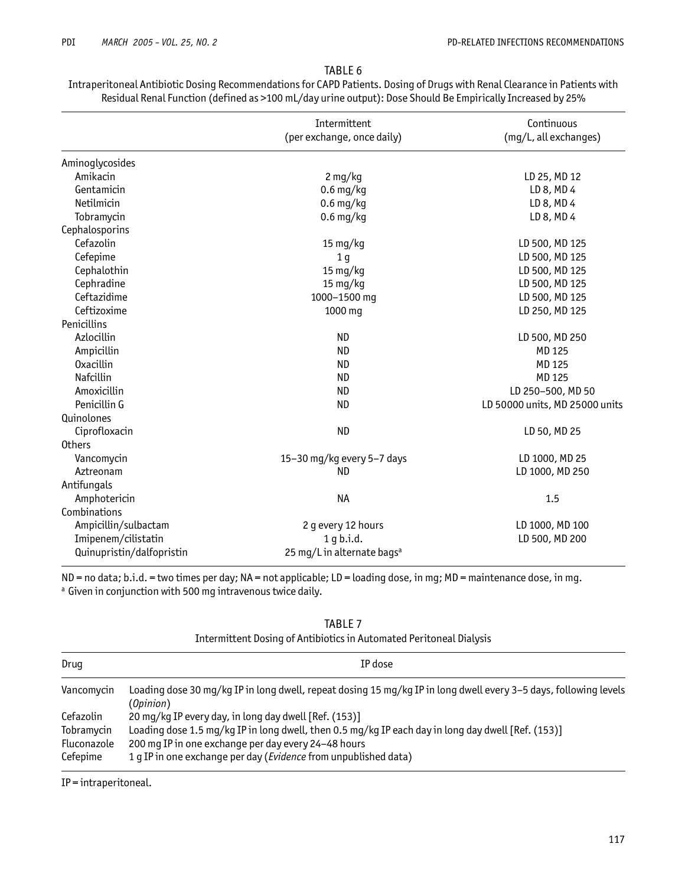TABLE 6

Intraperitoneal Antibiotic Dosing Recommendations for CAPD Patients. Dosing of Drugs with Renal Clearance in Patients with Residual Renal Function (defined as >100 mL/day urine output): Dose Should Be Empirically Increased by 25%

| | Intermittent (per exchange, once daily) | Continuous (mg/L, all exchanges) |
|---|---|---|
| Aminoglycosides | | |
| Amikacin | 2 mg/kg | LD 25, MD 12 |
| Gentamicin | 0.6 mg/kg | LD 8, MD 4 |
| Netilmicin | 0.6 mg/kg | LD 8, MD 4 |
| Tobramycin | 0.6 mg/kg | LD 8, MD 4 |
| Cephalosporins | | |
| Cefazolin | 15 mg/kg | LD 500, MD 125 |
| Cefepime | 1 g | LD 500, MD 125 |
| Cephalothin | 15 mg/kg | LD 500, MD 125 |
| Cephradine | 15 mg/kg | LD 500, MD 125 |
| Ceftazidime | 1000–1500 mg | LD 500, MD 125 |
| Ceftizoxime | 1000 mg | LD 250, MD 125 |
| Penicillins | | |
| Azlocillin | ND | LD 500, MD 250 |
| Ampicillin | ND | MD 125 |
| Oxacillin | ND | MD 125 |
| Nafcillin | ND | MD 125 |
| Amoxicillin | ND | LD 250–500, MD 50 |
| Penicillin G | ND | LD 50000 units, MD 25000 units |
| Quinolones | | |
| Ciprofloxacin | ND | LD 50, MD 25 |
| Others | | |
| Vancomycin | 15–30 mg/kg every 5–7 days | LD 1000, MD 25 |
| Aztreonam | ND | LD 1000, MD 250 |
| Antifungals | | |
| Amphotericin | NA | 1.5 |
| Combinations | | |
| Ampicillin/sulbactam | 2 g every 12 hours | LD 1000, MD 100 |
| Imipenem/cilistatin | 1 g b.i.d. | LD 500, MD 200 |
| Quinupristin/dalfopristin | 25 mg/L in alternate bags[a] | |

ND = no data; b.i.d. = two times per day; NA = not applicable; LD = loading dose, in mg; MD = maintenance dose, in mg.

[a] Given in conjunction with 500 mg intravenous twice daily.

TABLE 7

Intermittent Dosing of Antibiotics in Automated Peritoneal Dialysis

| Drug | IP dose |
|---|---|
| Vancomycin | Loading dose 30 mg/kg IP in long dwell, repeat dosing 15 mg/kg IP in long dwell every 3–5 days, following levels (*Opinion*) |
| Cefazolin | 20 mg/kg IP every day, in long day dwell [Ref. (153)] |
| Tobramycin | Loading dose 1.5 mg/kg IP in long dwell, then 0.5 mg/kg IP each day in long day dwell [Ref. (153)] |
| Fluconazole | 200 mg IP in one exchange per day every 24–48 hours |
| Cefepime | 1 g IP in one exchange per day (*Evidence* from unpublished data) |

IP = intraperitoneal.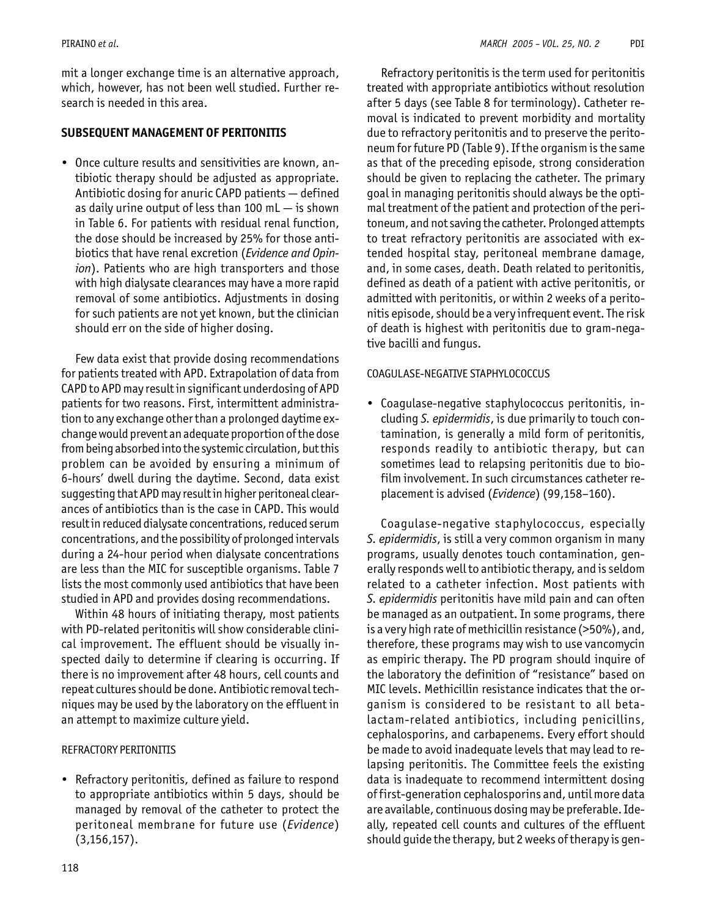mit a longer exchange time is an alternative approach, which, however, has not been well studied. Further research is needed in this area.

## SUBSEQUENT MANAGEMENT OF PERITONITIS

- Once culture results and sensitivities are known, antibiotic therapy should be adjusted as appropriate. Antibiotic dosing for anuric CAPD patients — defined as daily urine output of less than 100 mL — is shown in Table 6. For patients with residual renal function, the dose should be increased by 25% for those antibiotics that have renal excretion (*Evidence and Opinion*). Patients who are high transporters and those with high dialysate clearances may have a more rapid removal of some antibiotics. Adjustments in dosing for such patients are not yet known, but the clinician should err on the side of higher dosing.

Few data exist that provide dosing recommendations for patients treated with APD. Extrapolation of data from CAPD to APD may result in significant underdosing of APD patients for two reasons. First, intermittent administration to any exchange other than a prolonged daytime exchange would prevent an adequate proportion of the dose from being absorbed into the systemic circulation, but this problem can be avoided by ensuring a minimum of 6-hours' dwell during the daytime. Second, data exist suggesting that APD may result in higher peritoneal clearances of antibiotics than is the case in CAPD. This would result in reduced dialysate concentrations, reduced serum concentrations, and the possibility of prolonged intervals during a 24-hour period when dialysate concentrations are less than the MIC for susceptible organisms. Table 7 lists the most commonly used antibiotics that have been studied in APD and provides dosing recommendations.

Within 48 hours of initiating therapy, most patients with PD-related peritonitis will show considerable clinical improvement. The effluent should be visually inspected daily to determine if clearing is occurring. If there is no improvement after 48 hours, cell counts and repeat cultures should be done. Antibiotic removal techniques may be used by the laboratory on the effluent in an attempt to maximize culture yield.

### REFRACTORY PERITONITIS

- Refractory peritonitis, defined as failure to respond to appropriate antibiotics within 5 days, should be managed by removal of the catheter to protect the peritoneal membrane for future use (*Evidence*) (3,156,157).

Refractory peritonitis is the term used for peritonitis treated with appropriate antibiotics without resolution after 5 days (see Table 8 for terminology). Catheter removal is indicated to prevent morbidity and mortality due to refractory peritonitis and to preserve the peritoneum for future PD (Table 9). If the organism is the same as that of the preceding episode, strong consideration should be given to replacing the catheter. The primary goal in managing peritonitis should always be the optimal treatment of the patient and protection of the peritoneum, and not saving the catheter. Prolonged attempts to treat refractory peritonitis are associated with extended hospital stay, peritoneal membrane damage, and, in some cases, death. Death related to peritonitis, defined as death of a patient with active peritonitis, or admitted with peritonitis, or within 2 weeks of a peritonitis episode, should be a very infrequent event. The risk of death is highest with peritonitis due to gram-negative bacilli and fungus.

### COAGULASE-NEGATIVE STAPHYLOCOCCUS

- Coagulase-negative staphylococcus peritonitis, including *S. epidermidis*, is due primarily to touch contamination, is generally a mild form of peritonitis, responds readily to antibiotic therapy, but can sometimes lead to relapsing peritonitis due to biofilm involvement. In such circumstances catheter replacement is advised (*Evidence*) (99,158–160).

Coagulase-negative staphylococcus, especially *S. epidermidis*, is still a very common organism in many programs, usually denotes touch contamination, generally responds well to antibiotic therapy, and is seldom related to a catheter infection. Most patients with *S. epidermidis* peritonitis have mild pain and can often be managed as an outpatient. In some programs, there is a very high rate of methicillin resistance (>50%), and, therefore, these programs may wish to use vancomycin as empiric therapy. The PD program should inquire of the laboratory the definition of "resistance" based on MIC levels. Methicillin resistance indicates that the organism is considered to be resistant to all beta-lactam-related antibiotics, including penicillins, cephalosporins, and carbapenems. Every effort should be made to avoid inadequate levels that may lead to relapsing peritonitis. The Committee feels the existing data is inadequate to recommend intermittent dosing of first-generation cephalosporins and, until more data are available, continuous dosing may be preferable. Ideally, repeated cell counts and cultures of the effluent should guide the therapy, but 2 weeks of therapy is gen-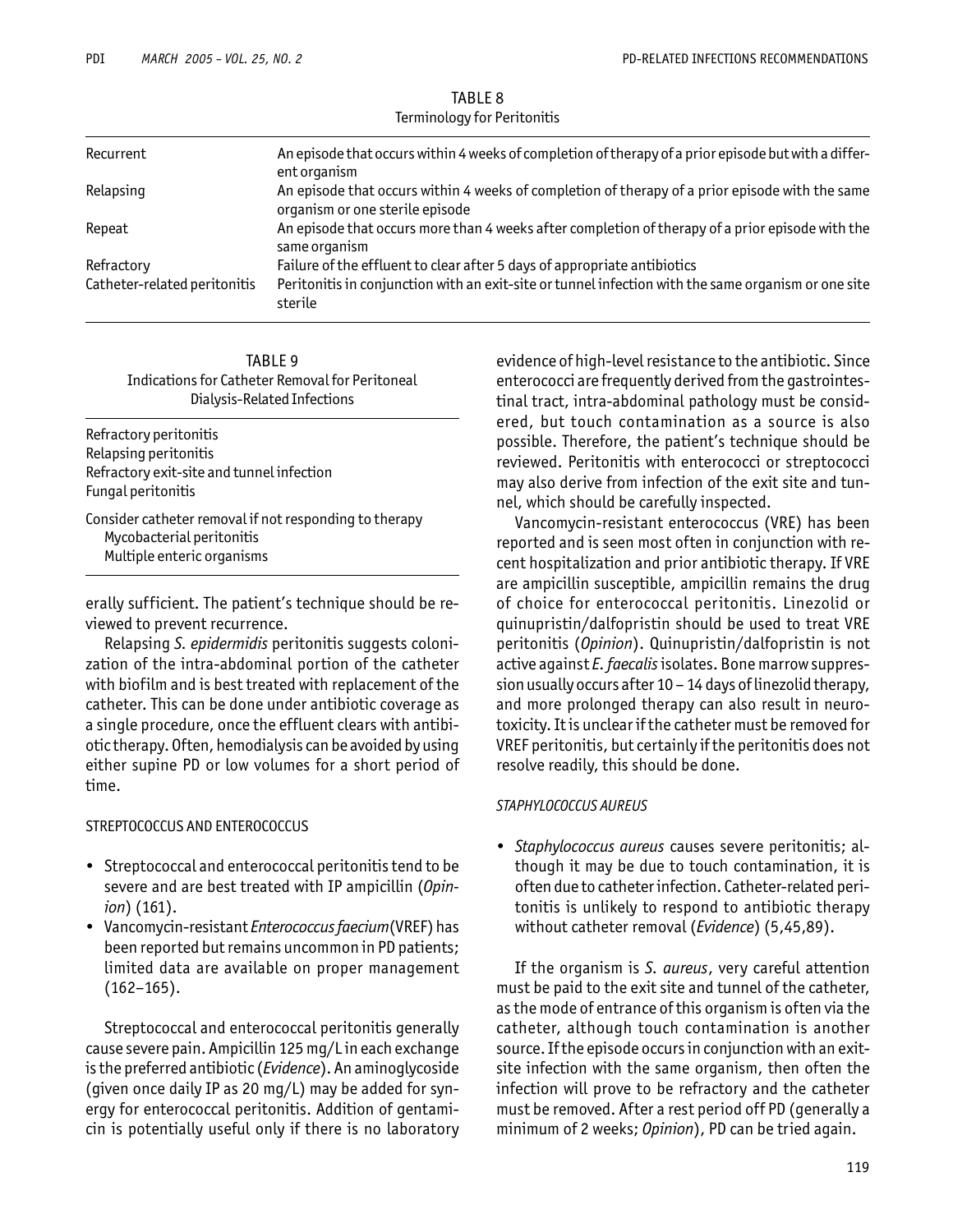TABLE 8
Terminology for Peritonitis

| | |
|---|---|
| Recurrent | An episode that occurs within 4 weeks of completion of therapy of a prior episode but with a different organism |
| Relapsing | An episode that occurs within 4 weeks of completion of therapy of a prior episode with the same organism or one sterile episode |
| Repeat | An episode that occurs more than 4 weeks after completion of therapy of a prior episode with the same organism |
| Refractory | Failure of the effluent to clear after 5 days of appropriate antibiotics |
| Catheter-related peritonitis | Peritonitis in conjunction with an exit-site or tunnel infection with the same organism or one site sterile |

TABLE 9
Indications for Catheter Removal for Peritoneal Dialysis-Related Infections

| |
|---|
| Refractory peritonitis |
| Relapsing peritonitis |
| Refractory exit-site and tunnel infection |
| Fungal peritonitis |
| Consider catheter removal if not responding to therapy |
| Mycobacterial peritonitis |
| Multiple enteric organisms |

erally sufficient. The patient's technique should be reviewed to prevent recurrence.

Relapsing *S. epidermidis* peritonitis suggests colonization of the intra-abdominal portion of the catheter with biofilm and is best treated with replacement of the catheter. This can be done under antibiotic coverage as a single procedure, once the effluent clears with antibiotic therapy. Often, hemodialysis can be avoided by using either supine PD or low volumes for a short period of time.

## STREPTOCOCCUS AND ENTEROCOCCUS

- Streptococcal and enterococcal peritonitis tend to be severe and are best treated with IP ampicillin (*Opinion*) (161).
- Vancomycin-resistant *Enterococcus faecium* (VREF) has been reported but remains uncommon in PD patients; limited data are available on proper management (162–165).

Streptococcal and enterococcal peritonitis generally cause severe pain. Ampicillin 125 mg/L in each exchange is the preferred antibiotic (*Evidence*). An aminoglycoside (given once daily IP as 20 mg/L) may be added for synergy for enterococcal peritonitis. Addition of gentamicin is potentially useful only if there is no laboratory evidence of high-level resistance to the antibiotic. Since enterococci are frequently derived from the gastrointestinal tract, intra-abdominal pathology must be considered, but touch contamination as a source is also possible. Therefore, the patient's technique should be reviewed. Peritonitis with enterococci or streptococci may also derive from infection of the exit site and tunnel, which should be carefully inspected.

Vancomycin-resistant enterococcus (VRE) has been reported and is seen most often in conjunction with recent hospitalization and prior antibiotic therapy. If VRE are ampicillin susceptible, ampicillin remains the drug of choice for enterococcal peritonitis. Linezolid or quinupristin/dalfopristin should be used to treat VRE peritonitis (*Opinion*). Quinupristin/dalfopristin is not active against *E. faecalis* isolates. Bone marrow suppression usually occurs after 10 – 14 days of linezolid therapy, and more prolonged therapy can also result in neurotoxicity. It is unclear if the catheter must be removed for VREF peritonitis, but certainly if the peritonitis does not resolve readily, this should be done.

## *STAPHYLOCOCCUS AUREUS*

- *Staphylococcus aureus* causes severe peritonitis; although it may be due to touch contamination, it is often due to catheter infection. Catheter-related peritonitis is unlikely to respond to antibiotic therapy without catheter removal (*Evidence*) (5,45,89).

If the organism is *S. aureus*, very careful attention must be paid to the exit site and tunnel of the catheter, as the mode of entrance of this organism is often via the catheter, although touch contamination is another source. If the episode occurs in conjunction with an exit-site infection with the same organism, then often the infection will prove to be refractory and the catheter must be removed. After a rest period off PD (generally a minimum of 2 weeks; *Opinion*), PD can be tried again.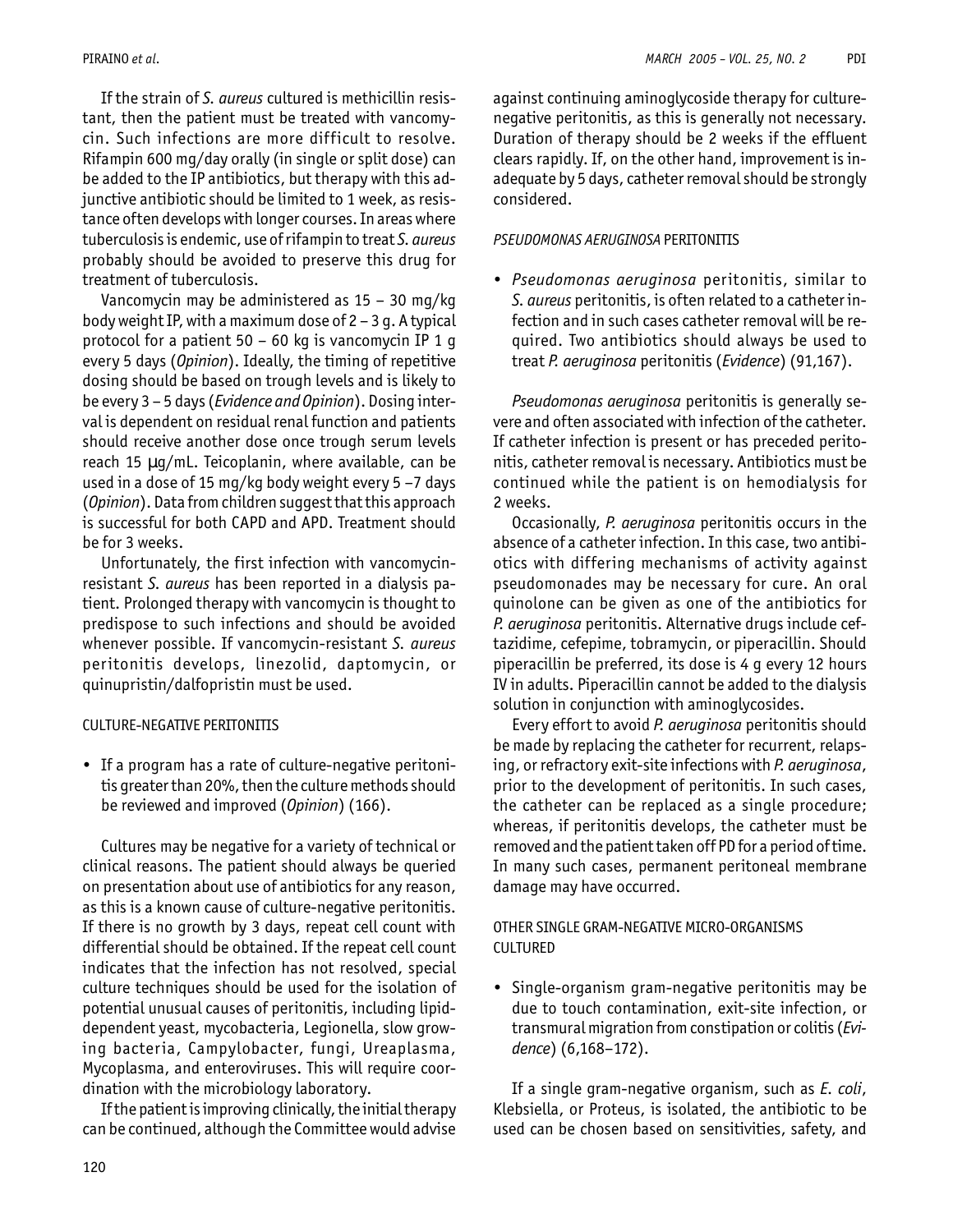If the strain of *S. aureus* cultured is methicillin resistant, then the patient must be treated with vancomycin. Such infections are more difficult to resolve. Rifampin 600 mg/day orally (in single or split dose) can be added to the IP antibiotics, but therapy with this adjunctive antibiotic should be limited to 1 week, as resistance often develops with longer courses. In areas where tuberculosis is endemic, use of rifampin to treat *S. aureus* probably should be avoided to preserve this drug for treatment of tuberculosis.

Vancomycin may be administered as 15 – 30 mg/kg body weight IP, with a maximum dose of 2 – 3 g. A typical protocol for a patient 50 – 60 kg is vancomycin IP 1 g every 5 days (*Opinion*). Ideally, the timing of repetitive dosing should be based on trough levels and is likely to be every 3 – 5 days (*Evidence and Opinion*). Dosing interval is dependent on residual renal function and patients should receive another dose once trough serum levels reach 15 μg/mL. Teicoplanin, where available, can be used in a dose of 15 mg/kg body weight every 5 –7 days (*Opinion*). Data from children suggest that this approach is successful for both CAPD and APD. Treatment should be for 3 weeks.

Unfortunately, the first infection with vancomycin-resistant *S. aureus* has been reported in a dialysis patient. Prolonged therapy with vancomycin is thought to predispose to such infections and should be avoided whenever possible. If vancomycin-resistant *S. aureus* peritonitis develops, linezolid, daptomycin, or quinupristin/dalfopristin must be used.

### CULTURE-NEGATIVE PERITONITIS

- If a program has a rate of culture-negative peritonitis greater than 20%, then the culture methods should be reviewed and improved (*Opinion*) (166).

Cultures may be negative for a variety of technical or clinical reasons. The patient should always be queried on presentation about use of antibiotics for any reason, as this is a known cause of culture-negative peritonitis. If there is no growth by 3 days, repeat cell count with differential should be obtained. If the repeat cell count indicates that the infection has not resolved, special culture techniques should be used for the isolation of potential unusual causes of peritonitis, including lipid-dependent yeast, mycobacteria, Legionella, slow growing bacteria, Campylobacter, fungi, Ureaplasma, Mycoplasma, and enteroviruses. This will require coordination with the microbiology laboratory.

If the patient is improving clinically, the initial therapy can be continued, although the Committee would advise against continuing aminoglycoside therapy for culture-negative peritonitis, as this is generally not necessary. Duration of therapy should be 2 weeks if the effluent clears rapidly. If, on the other hand, improvement is inadequate by 5 days, catheter removal should be strongly considered.

### *PSEUDOMONAS AERUGINOSA* PERITONITIS

- *Pseudomonas aeruginosa* peritonitis, similar to *S. aureus* peritonitis, is often related to a catheter infection and in such cases catheter removal will be required. Two antibiotics should always be used to treat *P. aeruginosa* peritonitis (*Evidence*) (91,167).

*Pseudomonas aeruginosa* peritonitis is generally severe and often associated with infection of the catheter. If catheter infection is present or has preceded peritonitis, catheter removal is necessary. Antibiotics must be continued while the patient is on hemodialysis for 2 weeks.

Occasionally, *P. aeruginosa* peritonitis occurs in the absence of a catheter infection. In this case, two antibiotics with differing mechanisms of activity against pseudomonades may be necessary for cure. An oral quinolone can be given as one of the antibiotics for *P. aeruginosa* peritonitis. Alternative drugs include ceftazidime, cefepime, tobramycin, or piperacillin. Should piperacillin be preferred, its dose is 4 g every 12 hours IV in adults. Piperacillin cannot be added to the dialysis solution in conjunction with aminoglycosides.

Every effort to avoid *P. aeruginosa* peritonitis should be made by replacing the catheter for recurrent, relapsing, or refractory exit-site infections with *P. aeruginosa*, prior to the development of peritonitis. In such cases, the catheter can be replaced as a single procedure; whereas, if peritonitis develops, the catheter must be removed and the patient taken off PD for a period of time. In many such cases, permanent peritoneal membrane damage may have occurred.

### OTHER SINGLE GRAM-NEGATIVE MICRO-ORGANISMS CULTURED

- Single-organism gram-negative peritonitis may be due to touch contamination, exit-site infection, or transmural migration from constipation or colitis (*Evidence*) (6,168–172).

If a single gram-negative organism, such as *E. coli*, Klebsiella, or Proteus, is isolated, the antibiotic to be used can be chosen based on sensitivities, safety, and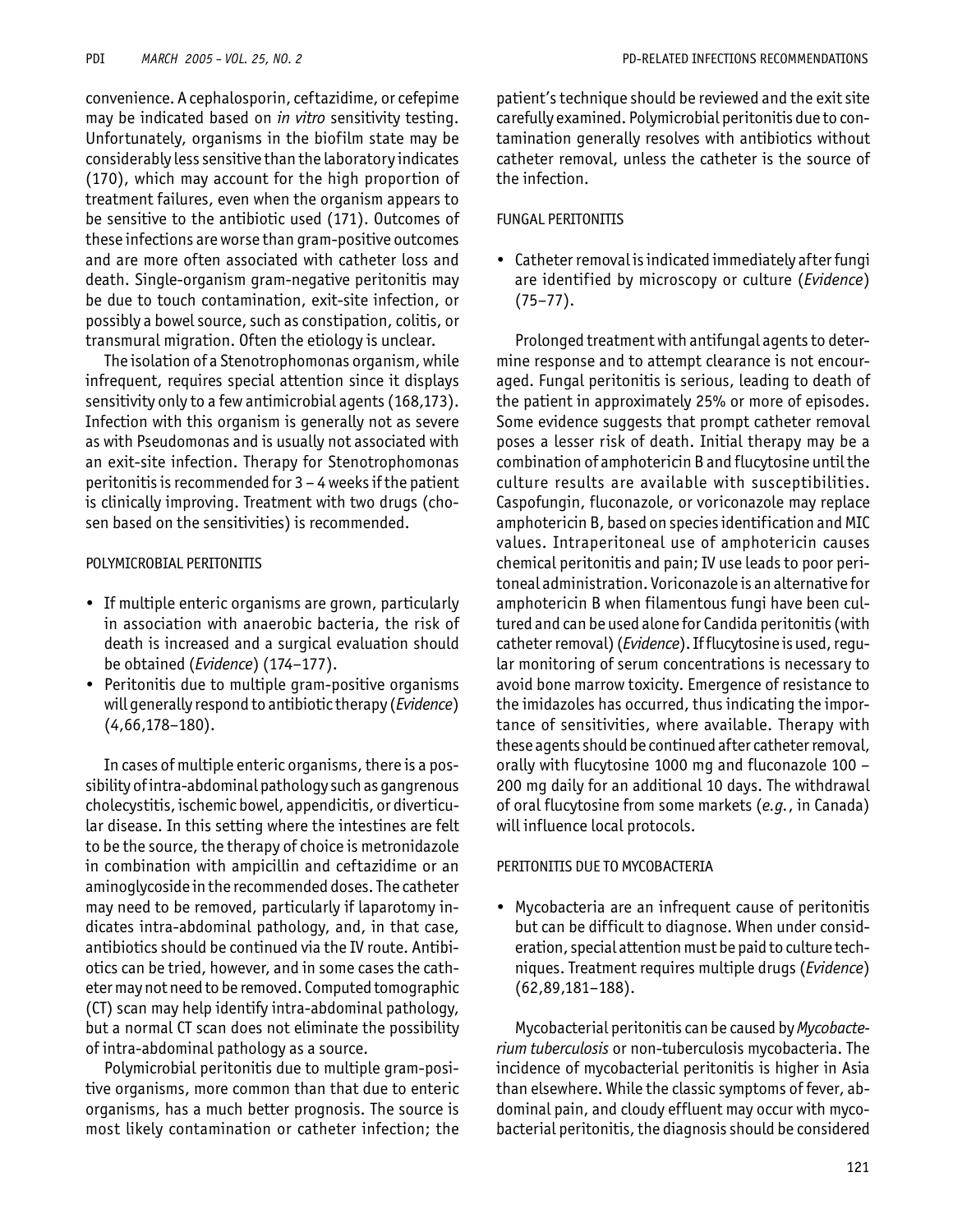convenience. A cephalosporin, ceftazidime, or cefepime may be indicated based on *in vitro* sensitivity testing. Unfortunately, organisms in the biofilm state may be considerably less sensitive than the laboratory indicates (170), which may account for the high proportion of treatment failures, even when the organism appears to be sensitive to the antibiotic used (171). Outcomes of these infections are worse than gram-positive outcomes and are more often associated with catheter loss and death. Single-organism gram-negative peritonitis may be due to touch contamination, exit-site infection, or possibly a bowel source, such as constipation, colitis, or transmural migration. Often the etiology is unclear.

The isolation of a Stenotrophomonas organism, while infrequent, requires special attention since it displays sensitivity only to a few antimicrobial agents (168,173). Infection with this organism is generally not as severe as with Pseudomonas and is usually not associated with an exit-site infection. Therapy for Stenotrophomonas peritonitis is recommended for 3 – 4 weeks if the patient is clinically improving. Treatment with two drugs (chosen based on the sensitivities) is recommended.

### POLYMICROBIAL PERITONITIS

- If multiple enteric organisms are grown, particularly in association with anaerobic bacteria, the risk of death is increased and a surgical evaluation should be obtained (*Evidence*) (174–177).
- Peritonitis due to multiple gram-positive organisms will generally respond to antibiotic therapy (*Evidence*) (4,66,178–180).

In cases of multiple enteric organisms, there is a possibility of intra-abdominal pathology such as gangrenous cholecystitis, ischemic bowel, appendicitis, or diverticular disease. In this setting where the intestines are felt to be the source, the therapy of choice is metronidazole in combination with ampicillin and ceftazidime or an aminoglycoside in the recommended doses. The catheter may need to be removed, particularly if laparotomy indicates intra-abdominal pathology, and, in that case, antibiotics should be continued via the IV route. Antibiotics can be tried, however, and in some cases the catheter may not need to be removed. Computed tomographic (CT) scan may help identify intra-abdominal pathology, but a normal CT scan does not eliminate the possibility of intra-abdominal pathology as a source.

Polymicrobial peritonitis due to multiple gram-positive organisms, more common than that due to enteric organisms, has a much better prognosis. The source is most likely contamination or catheter infection; the patient's technique should be reviewed and the exit site carefully examined. Polymicrobial peritonitis due to contamination generally resolves with antibiotics without catheter removal, unless the catheter is the source of the infection.

### FUNGAL PERITONITIS

- Catheter removal is indicated immediately after fungi are identified by microscopy or culture (*Evidence*) (75–77).

Prolonged treatment with antifungal agents to determine response and to attempt clearance is not encouraged. Fungal peritonitis is serious, leading to death of the patient in approximately 25% or more of episodes. Some evidence suggests that prompt catheter removal poses a lesser risk of death. Initial therapy may be a combination of amphotericin B and flucytosine until the culture results are available with susceptibilities. Caspofungin, fluconazole, or voriconazole may replace amphotericin B, based on species identification and MIC values. Intraperitoneal use of amphotericin causes chemical peritonitis and pain; IV use leads to poor peritoneal administration. Voriconazole is an alternative for amphotericin B when filamentous fungi have been cultured and can be used alone for Candida peritonitis (with catheter removal) (*Evidence*). If flucytosine is used, regular monitoring of serum concentrations is necessary to avoid bone marrow toxicity. Emergence of resistance to the imidazoles has occurred, thus indicating the importance of sensitivities, where available. Therapy with these agents should be continued after catheter removal, orally with flucytosine 1000 mg and fluconazole 100 – 200 mg daily for an additional 10 days. The withdrawal of oral flucytosine from some markets (*e.g.*, in Canada) will influence local protocols.

### PERITONITIS DUE TO MYCOBACTERIA

- Mycobacteria are an infrequent cause of peritonitis but can be difficult to diagnose. When under consideration, special attention must be paid to culture techniques. Treatment requires multiple drugs (*Evidence*) (62,89,181–188).

Mycobacterial peritonitis can be caused by *Mycobacterium tuberculosis* or non-tuberculosis mycobacteria. The incidence of mycobacterial peritonitis is higher in Asia than elsewhere. While the classic symptoms of fever, abdominal pain, and cloudy effluent may occur with mycobacterial peritonitis, the diagnosis should be considered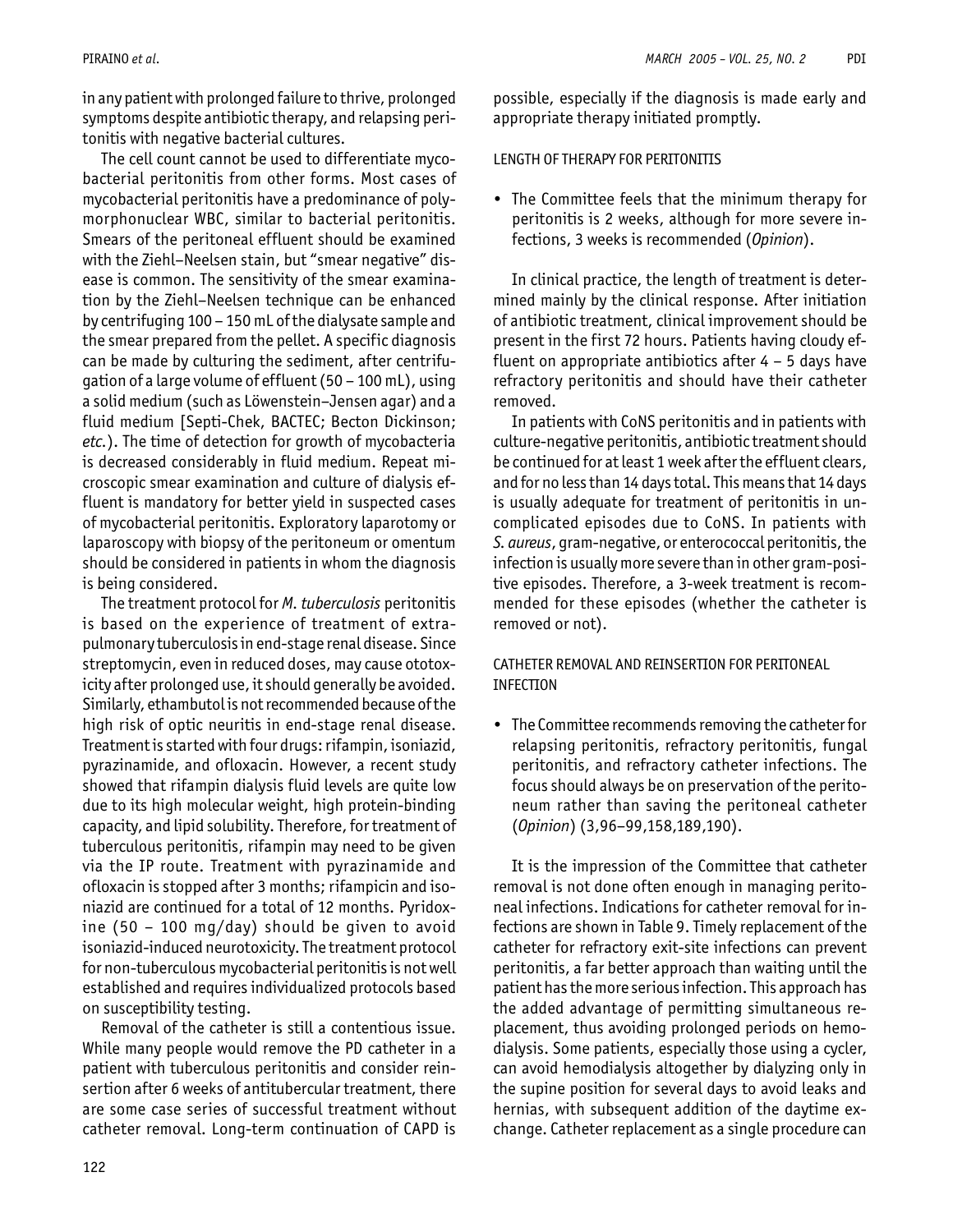in any patient with prolonged failure to thrive, prolonged symptoms despite antibiotic therapy, and relapsing peritonitis with negative bacterial cultures.

The cell count cannot be used to differentiate mycobacterial peritonitis from other forms. Most cases of mycobacterial peritonitis have a predominance of polymorphonuclear WBC, similar to bacterial peritonitis. Smears of the peritoneal effluent should be examined with the Ziehl–Neelsen stain, but "smear negative" disease is common. The sensitivity of the smear examination by the Ziehl–Neelsen technique can be enhanced by centrifuging 100 – 150 mL of the dialysate sample and the smear prepared from the pellet. A specific diagnosis can be made by culturing the sediment, after centrifugation of a large volume of effluent (50 – 100 mL), using a solid medium (such as Löwenstein–Jensen agar) and a fluid medium [Septi-Chek, BACTEC; Becton Dickinson; *etc.*). The time of detection for growth of mycobacteria is decreased considerably in fluid medium. Repeat microscopic smear examination and culture of dialysis effluent is mandatory for better yield in suspected cases of mycobacterial peritonitis. Exploratory laparotomy or laparoscopy with biopsy of the peritoneum or omentum should be considered in patients in whom the diagnosis is being considered.

The treatment protocol for *M. tuberculosis* peritonitis is based on the experience of treatment of extrapulmonary tuberculosis in end-stage renal disease. Since streptomycin, even in reduced doses, may cause ototoxicity after prolonged use, it should generally be avoided. Similarly, ethambutol is not recommended because of the high risk of optic neuritis in end-stage renal disease. Treatment is started with four drugs: rifampin, isoniazid, pyrazinamide, and ofloxacin. However, a recent study showed that rifampin dialysis fluid levels are quite low due to its high molecular weight, high protein-binding capacity, and lipid solubility. Therefore, for treatment of tuberculous peritonitis, rifampin may need to be given via the IP route. Treatment with pyrazinamide and ofloxacin is stopped after 3 months; rifampicin and isoniazid are continued for a total of 12 months. Pyridoxine (50 – 100 mg/day) should be given to avoid isoniazid-induced neurotoxicity. The treatment protocol for non-tuberculous mycobacterial peritonitis is not well established and requires individualized protocols based on susceptibility testing.

Removal of the catheter is still a contentious issue. While many people would remove the PD catheter in a patient with tuberculous peritonitis and consider reinsertion after 6 weeks of antitubercular treatment, there are some case series of successful treatment without catheter removal. Long-term continuation of CAPD is possible, especially if the diagnosis is made early and appropriate therapy initiated promptly.

## LENGTH OF THERAPY FOR PERITONITIS

- The Committee feels that the minimum therapy for peritonitis is 2 weeks, although for more severe infections, 3 weeks is recommended (*Opinion*).

In clinical practice, the length of treatment is determined mainly by the clinical response. After initiation of antibiotic treatment, clinical improvement should be present in the first 72 hours. Patients having cloudy effluent on appropriate antibiotics after 4 – 5 days have refractory peritonitis and should have their catheter removed.

In patients with CoNS peritonitis and in patients with culture-negative peritonitis, antibiotic treatment should be continued for at least 1 week after the effluent clears, and for no less than 14 days total. This means that 14 days is usually adequate for treatment of peritonitis in uncomplicated episodes due to CoNS. In patients with *S. aureus*, gram-negative, or enterococcal peritonitis, the infection is usually more severe than in other gram-positive episodes. Therefore, a 3-week treatment is recommended for these episodes (whether the catheter is removed or not).

## CATHETER REMOVAL AND REINSERTION FOR PERITONEAL INFECTION

- The Committee recommends removing the catheter for relapsing peritonitis, refractory peritonitis, fungal peritonitis, and refractory catheter infections. The focus should always be on preservation of the peritoneum rather than saving the peritoneal catheter (*Opinion*) (3,96–99,158,189,190).

It is the impression of the Committee that catheter removal is not done often enough in managing peritoneal infections. Indications for catheter removal for infections are shown in Table 9. Timely replacement of the catheter for refractory exit-site infections can prevent peritonitis, a far better approach than waiting until the patient has the more serious infection. This approach has the added advantage of permitting simultaneous replacement, thus avoiding prolonged periods on hemodialysis. Some patients, especially those using a cycler, can avoid hemodialysis altogether by dialyzing only in the supine position for several days to avoid leaks and hernias, with subsequent addition of the daytime exchange. Catheter replacement as a single procedure can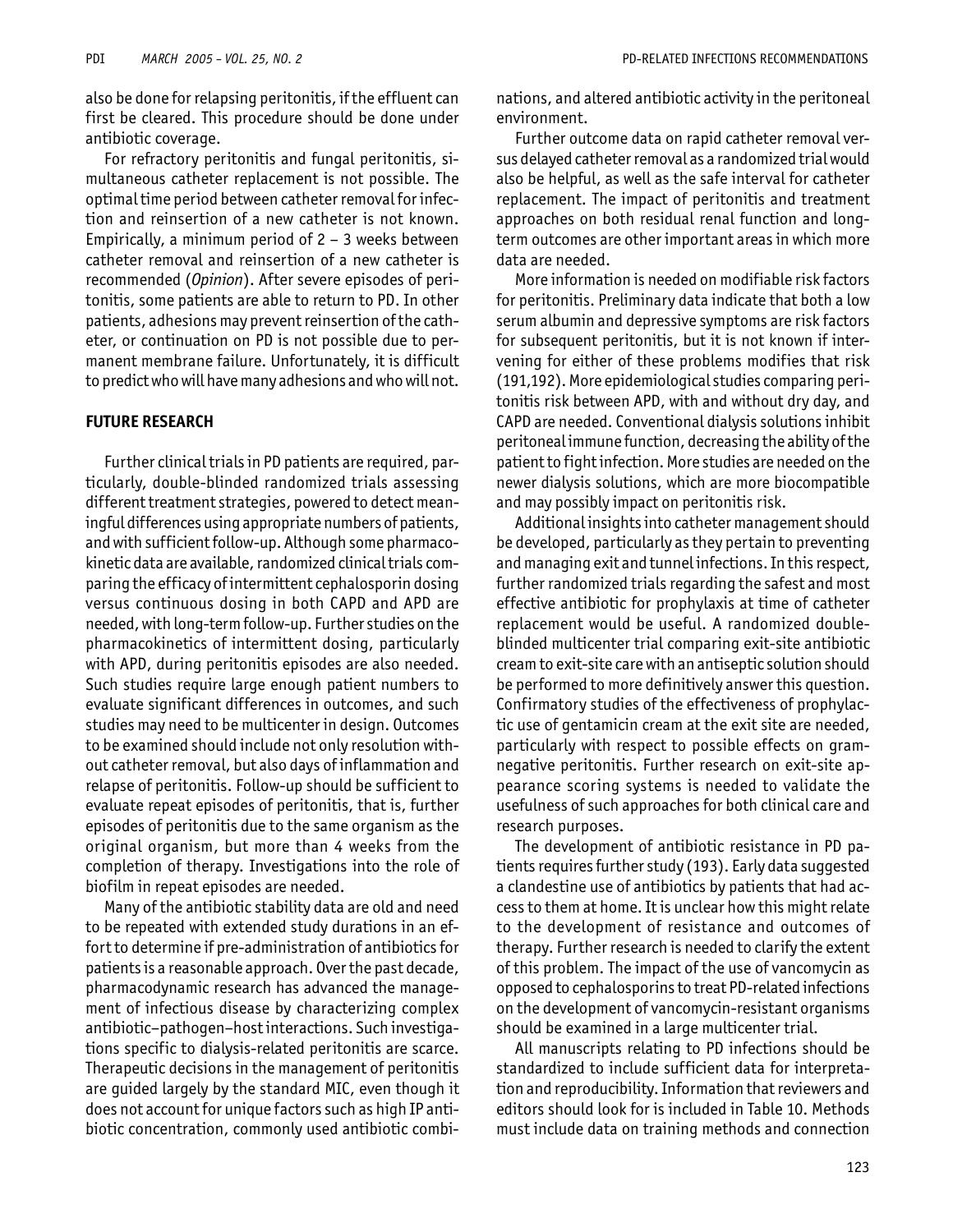also be done for relapsing peritonitis, if the effluent can first be cleared. This procedure should be done under antibiotic coverage.

For refractory peritonitis and fungal peritonitis, simultaneous catheter replacement is not possible. The optimal time period between catheter removal for infection and reinsertion of a new catheter is not known. Empirically, a minimum period of 2 – 3 weeks between catheter removal and reinsertion of a new catheter is recommended (*Opinion*). After severe episodes of peritonitis, some patients are able to return to PD. In other patients, adhesions may prevent reinsertion of the catheter, or continuation on PD is not possible due to permanent membrane failure. Unfortunately, it is difficult to predict who will have many adhesions and who will not.

## FUTURE RESEARCH

Further clinical trials in PD patients are required, particularly, double-blinded randomized trials assessing different treatment strategies, powered to detect meaningful differences using appropriate numbers of patients, and with sufficient follow-up. Although some pharmacokinetic data are available, randomized clinical trials comparing the efficacy of intermittent cephalosporin dosing versus continuous dosing in both CAPD and APD are needed, with long-term follow-up. Further studies on the pharmacokinetics of intermittent dosing, particularly with APD, during peritonitis episodes are also needed. Such studies require large enough patient numbers to evaluate significant differences in outcomes, and such studies may need to be multicenter in design. Outcomes to be examined should include not only resolution without catheter removal, but also days of inflammation and relapse of peritonitis. Follow-up should be sufficient to evaluate repeat episodes of peritonitis, that is, further episodes of peritonitis due to the same organism as the original organism, but more than 4 weeks from the completion of therapy. Investigations into the role of biofilm in repeat episodes are needed.

Many of the antibiotic stability data are old and need to be repeated with extended study durations in an effort to determine if pre-administration of antibiotics for patients is a reasonable approach. Over the past decade, pharmacodynamic research has advanced the management of infectious disease by characterizing complex antibiotic–pathogen–host interactions. Such investigations specific to dialysis-related peritonitis are scarce. Therapeutic decisions in the management of peritonitis are guided largely by the standard MIC, even though it does not account for unique factors such as high IP antibiotic concentration, commonly used antibiotic combinations, and altered antibiotic activity in the peritoneal environment.

Further outcome data on rapid catheter removal versus delayed catheter removal as a randomized trial would also be helpful, as well as the safe interval for catheter replacement. The impact of peritonitis and treatment approaches on both residual renal function and long-term outcomes are other important areas in which more data are needed.

More information is needed on modifiable risk factors for peritonitis. Preliminary data indicate that both a low serum albumin and depressive symptoms are risk factors for subsequent peritonitis, but it is not known if intervening for either of these problems modifies that risk (191,192). More epidemiological studies comparing peritonitis risk between APD, with and without dry day, and CAPD are needed. Conventional dialysis solutions inhibit peritoneal immune function, decreasing the ability of the patient to fight infection. More studies are needed on the newer dialysis solutions, which are more biocompatible and may possibly impact on peritonitis risk.

Additional insights into catheter management should be developed, particularly as they pertain to preventing and managing exit and tunnel infections. In this respect, further randomized trials regarding the safest and most effective antibiotic for prophylaxis at time of catheter replacement would be useful. A randomized double-blinded multicenter trial comparing exit-site antibiotic cream to exit-site care with an antiseptic solution should be performed to more definitively answer this question. Confirmatory studies of the effectiveness of prophylactic use of gentamicin cream at the exit site are needed, particularly with respect to possible effects on gram-negative peritonitis. Further research on exit-site appearance scoring systems is needed to validate the usefulness of such approaches for both clinical care and research purposes.

The development of antibiotic resistance in PD patients requires further study (193). Early data suggested a clandestine use of antibiotics by patients that had access to them at home. It is unclear how this might relate to the development of resistance and outcomes of therapy. Further research is needed to clarify the extent of this problem. The impact of the use of vancomycin as opposed to cephalosporins to treat PD-related infections on the development of vancomycin-resistant organisms should be examined in a large multicenter trial.

All manuscripts relating to PD infections should be standardized to include sufficient data for interpretation and reproducibility. Information that reviewers and editors should look for is included in Table 10. Methods must include data on training methods and connection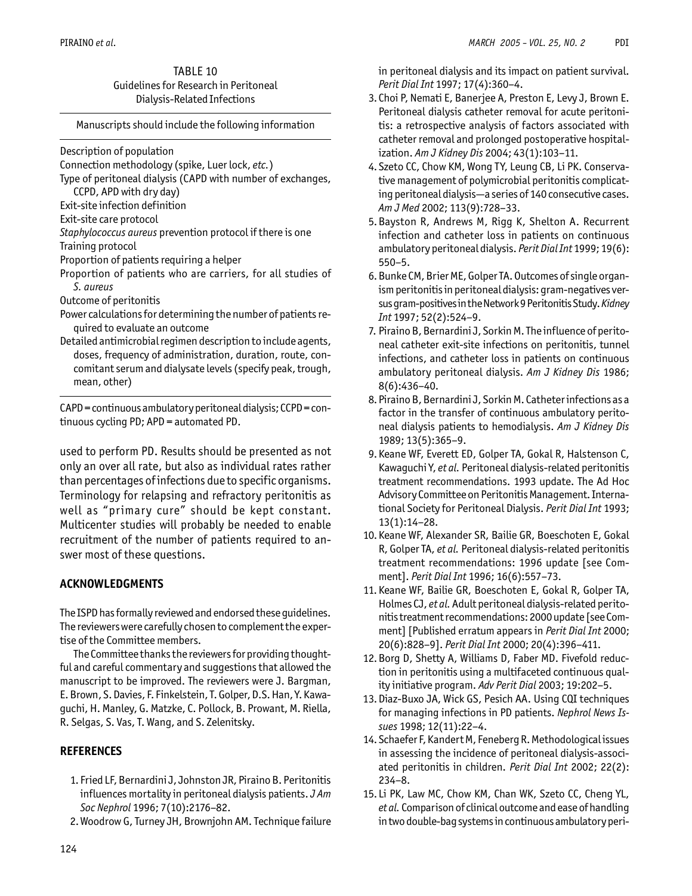TABLE 10
Guidelines for Research in Peritoneal Dialysis-Related Infections

| Manuscripts should include the following information |
|---|
| Description of population |
| Connection methodology (spike, Luer lock, *etc.*) |
| Type of peritoneal dialysis (CAPD with number of exchanges, CCPD, APD with dry day) |
| Exit-site infection definition |
| Exit-site care protocol |
| *Staphylococcus aureus* prevention protocol if there is one |
| Training protocol |
| Proportion of patients requiring a helper |
| Proportion of patients who are carriers, for all studies of *S. aureus* |
| Outcome of peritonitis |
| Power calculations for determining the number of patients required to evaluate an outcome |
| Detailed antimicrobial regimen description to include agents, doses, frequency of administration, duration, route, concomitant serum and dialysate levels (specify peak, trough, mean, other) |

CAPD = continuous ambulatory peritoneal dialysis; CCPD = continuous cycling PD; APD = automated PD.

used to perform PD. Results should be presented as not only an over all rate, but also as individual rates rather than percentages of infections due to specific organisms. Terminology for relapsing and refractory peritonitis as well as "primary cure" should be kept constant. Multicenter studies will probably be needed to enable recruitment of the number of patients required to answer most of these questions.

## ACKNOWLEDGMENTS

The ISPD has formally reviewed and endorsed these guidelines. The reviewers were carefully chosen to complement the expertise of the Committee members.

The Committee thanks the reviewers for providing thoughtful and careful commentary and suggestions that allowed the manuscript to be improved. The reviewers were J. Bargman, E. Brown, S. Davies, F. Finkelstein, T. Golper, D.S. Han, Y. Kawaguchi, H. Manley, G. Matzke, C. Pollock, B. Prowant, M. Riella, R. Selgas, S. Vas, T. Wang, and S. Zelenitsky.

## REFERENCES

1. Fried LF, Bernardini J, Johnston JR, Piraino B. Peritonitis influences mortality in peritoneal dialysis patients. *J Am Soc Nephrol* 1996; 7(10):2176–82.
2. Woodrow G, Turney JH, Brownjohn AM. Technique failure in peritoneal dialysis and its impact on patient survival. *Perit Dial Int* 1997; 17(4):360–4.
3. Choi P, Nemati E, Banerjee A, Preston E, Levy J, Brown E. Peritoneal dialysis catheter removal for acute peritonitis: a retrospective analysis of factors associated with catheter removal and prolonged postoperative hospitalization. *Am J Kidney Dis* 2004; 43(1):103–11.
4. Szeto CC, Chow KM, Wong TY, Leung CB, Li PK. Conservative management of polymicrobial peritonitis complicating peritoneal dialysis—a series of 140 consecutive cases. *Am J Med* 2002; 113(9):728–33.
5. Bayston R, Andrews M, Rigg K, Shelton A. Recurrent infection and catheter loss in patients on continuous ambulatory peritoneal dialysis. *Perit Dial Int* 1999; 19(6): 550–5.
6. Bunke CM, Brier ME, Golper TA. Outcomes of single organism peritonitis in peritoneal dialysis: gram-negatives versus gram-positives in the Network 9 Peritonitis Study. *Kidney Int* 1997; 52(2):524–9.
7. Piraino B, Bernardini J, Sorkin M. The influence of peritoneal catheter exit-site infections on peritonitis, tunnel infections, and catheter loss in patients on continuous ambulatory peritoneal dialysis. *Am J Kidney Dis* 1986; 8(6):436–40.
8. Piraino B, Bernardini J, Sorkin M. Catheter infections as a factor in the transfer of continuous ambulatory peritoneal dialysis patients to hemodialysis. *Am J Kidney Dis* 1989; 13(5):365–9.
9. Keane WF, Everett ED, Golper TA, Gokal R, Halstenson C, Kawaguchi Y, *et al.* Peritoneal dialysis-related peritonitis treatment recommendations. 1993 update. The Ad Hoc Advisory Committee on Peritonitis Management. International Society for Peritoneal Dialysis. *Perit Dial Int* 1993; 13(1):14–28.
10. Keane WF, Alexander SR, Bailie GR, Boeschoten E, Gokal R, Golper TA, *et al.* Peritoneal dialysis-related peritonitis treatment recommendations: 1996 update [see Comment]. *Perit Dial Int* 1996; 16(6):557–73.
11. Keane WF, Bailie GR, Boeschoten E, Gokal R, Golper TA, Holmes CJ, *et al.* Adult peritoneal dialysis-related peritonitis treatment recommendations: 2000 update [see Comment] [Published erratum appears in *Perit Dial Int* 2000; 20(6):828–9]. *Perit Dial Int* 2000; 20(4):396–411.
12. Borg D, Shetty A, Williams D, Faber MD. Fivefold reduction in peritonitis using a multifaceted continuous quality initiative program. *Adv Perit Dial* 2003; 19:202–5.
13. Diaz-Buxo JA, Wick GS, Pesich AA. Using CQI techniques for managing infections in PD patients. *Nephrol News Issues* 1998; 12(11):22–4.
14. Schaefer F, Kandert M, Feneberg R. Methodological issues in assessing the incidence of peritoneal dialysis-associated peritonitis in children. *Perit Dial Int* 2002; 22(2): 234–8.
15. Li PK, Law MC, Chow KM, Chan WK, Szeto CC, Cheng YL, *et al.* Comparison of clinical outcome and ease of handling in two double-bag systems in continuous ambulatory peri-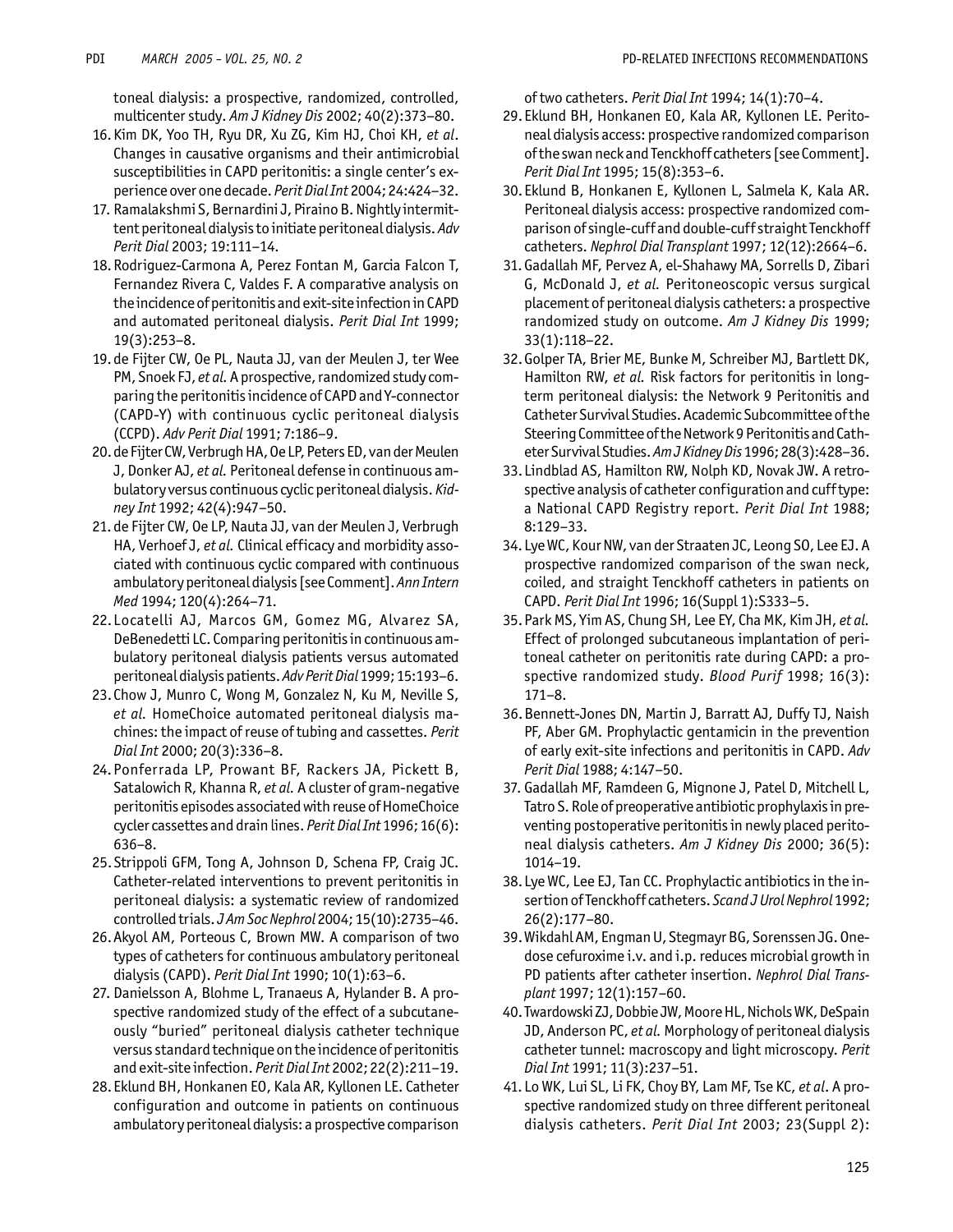toneal dialysis: a prospective, randomized, controlled, multicenter study. *Am J Kidney Dis* 2002; 40(2):373–80.

16. Kim DK, Yoo TH, Ryu DR, Xu ZG, Kim HJ, Choi KH, *et al*. Changes in causative organisms and their antimicrobial susceptibilities in CAPD peritonitis: a single center's experience over one decade. *Perit Dial Int* 2004; 24:424–32.
17. Ramalakshmi S, Bernardini J, Piraino B. Nightly intermittent peritoneal dialysis to initiate peritoneal dialysis. *Adv Perit Dial* 2003; 19:111–14.
18. Rodriguez-Carmona A, Perez Fontan M, Garcia Falcon T, Fernandez Rivera C, Valdes F. A comparative analysis on the incidence of peritonitis and exit-site infection in CAPD and automated peritoneal dialysis. *Perit Dial Int* 1999; 19(3):253–8.
19. de Fijter CW, Oe PL, Nauta JJ, van der Meulen J, ter Wee PM, Snoek FJ, *et al*. A prospective, randomized study comparing the peritonitis incidence of CAPD and Y-connector (CAPD-Y) with continuous cyclic peritoneal dialysis (CCPD). *Adv Perit Dial* 1991; 7:186–9.
20. de Fijter CW, Verbrugh HA, Oe LP, Peters ED, van der Meulen J, Donker AJ, *et al*. Peritoneal defense in continuous ambulatory versus continuous cyclic peritoneal dialysis. *Kidney Int* 1992; 42(4):947–50.
21. de Fijter CW, Oe LP, Nauta JJ, van der Meulen J, Verbrugh HA, Verhoef J, *et al*. Clinical efficacy and morbidity associated with continuous cyclic compared with continuous ambulatory peritoneal dialysis [see Comment]. *Ann Intern Med* 1994; 120(4):264–71.
22. Locatelli AJ, Marcos GM, Gomez MG, Alvarez SA, DeBenedetti LC. Comparing peritonitis in continuous ambulatory peritoneal dialysis patients versus automated peritoneal dialysis patients. *Adv Perit Dial* 1999; 15:193–6.
23. Chow J, Munro C, Wong M, Gonzalez N, Ku M, Neville S, *et al*. HomeChoice automated peritoneal dialysis machines: the impact of reuse of tubing and cassettes. *Perit Dial Int* 2000; 20(3):336–8.
24. Ponferrada LP, Prowant BF, Rackers JA, Pickett B, Satalowich R, Khanna R, *et al*. A cluster of gram-negative peritonitis episodes associated with reuse of HomeChoice cycler cassettes and drain lines. *Perit Dial Int* 1996; 16(6): 636–8.
25. Strippoli GFM, Tong A, Johnson D, Schena FP, Craig JC. Catheter-related interventions to prevent peritonitis in peritoneal dialysis: a systematic review of randomized controlled trials. *J Am Soc Nephrol* 2004; 15(10):2735–46.
26. Akyol AM, Porteous C, Brown MW. A comparison of two types of catheters for continuous ambulatory peritoneal dialysis (CAPD). *Perit Dial Int* 1990; 10(1):63–6.
27. Danielsson A, Blohme L, Tranaeus A, Hylander B. A prospective randomized study of the effect of a subcutaneously "buried" peritoneal dialysis catheter technique versus standard technique on the incidence of peritonitis and exit-site infection. *Perit Dial Int* 2002; 22(2):211–19.
28. Eklund BH, Honkanen EO, Kala AR, Kyllonen LE. Catheter configuration and outcome in patients on continuous ambulatory peritoneal dialysis: a prospective comparison of two catheters. *Perit Dial Int* 1994; 14(1):70–4.
29. Eklund BH, Honkanen EO, Kala AR, Kyllonen LE. Peritoneal dialysis access: prospective randomized comparison of the swan neck and Tenckhoff catheters [see Comment]. *Perit Dial Int* 1995; 15(8):353–6.
30. Eklund B, Honkanen E, Kyllonen L, Salmela K, Kala AR. Peritoneal dialysis access: prospective randomized comparison of single-cuff and double-cuff straight Tenckhoff catheters. *Nephrol Dial Transplant* 1997; 12(12):2664–6.
31. Gadallah MF, Pervez A, el-Shahawy MA, Sorrells D, Zibari G, McDonald J, *et al*. Peritoneoscopic versus surgical placement of peritoneal dialysis catheters: a prospective randomized study on outcome. *Am J Kidney Dis* 1999; 33(1):118–22.
32. Golper TA, Brier ME, Bunke M, Schreiber MJ, Bartlett DK, Hamilton RW, *et al*. Risk factors for peritonitis in long-term peritoneal dialysis: the Network 9 Peritonitis and Catheter Survival Studies. Academic Subcommittee of the Steering Committee of the Network 9 Peritonitis and Catheter Survival Studies. *Am J Kidney Dis* 1996; 28(3):428–36.
33. Lindblad AS, Hamilton RW, Nolph KD, Novak JW. A retrospective analysis of catheter configuration and cuff type: a National CAPD Registry report. *Perit Dial Int* 1988; 8:129–33.
34. Lye WC, Kour NW, van der Straaten JC, Leong SO, Lee EJ. A prospective randomized comparison of the swan neck, coiled, and straight Tenckhoff catheters in patients on CAPD. *Perit Dial Int* 1996; 16(Suppl 1):S333–5.
35. Park MS, Yim AS, Chung SH, Lee EY, Cha MK, Kim JH, *et al*. Effect of prolonged subcutaneous implantation of peritoneal catheter on peritonitis rate during CAPD: a prospective randomized study. *Blood Purif* 1998; 16(3): 171–8.
36. Bennett-Jones DN, Martin J, Barratt AJ, Duffy TJ, Naish PF, Aber GM. Prophylactic gentamicin in the prevention of early exit-site infections and peritonitis in CAPD. *Adv Perit Dial* 1988; 4:147–50.
37. Gadallah MF, Ramdeen G, Mignone J, Patel D, Mitchell L, Tatro S. Role of preoperative antibiotic prophylaxis in preventing postoperative peritonitis in newly placed peritoneal dialysis catheters. *Am J Kidney Dis* 2000; 36(5): 1014–19.
38. Lye WC, Lee EJ, Tan CC. Prophylactic antibiotics in the insertion of Tenckhoff catheters. *Scand J Urol Nephrol* 1992; 26(2):177–80.
39. Wikdahl AM, Engman U, Stegmayr BG, Sorenssen JG. One-dose cefuroxime i.v. and i.p. reduces microbial growth in PD patients after catheter insertion. *Nephrol Dial Transplant* 1997; 12(1):157–60.
40. Twardowski ZJ, Dobbie JW, Moore HL, Nichols WK, DeSpain JD, Anderson PC, *et al*. Morphology of peritoneal dialysis catheter tunnel: macroscopy and light microscopy. *Perit Dial Int* 1991; 11(3):237–51.
41. Lo WK, Lui SL, Li FK, Choy BY, Lam MF, Tse KC, *et al*. A prospective randomized study on three different peritoneal dialysis catheters. *Perit Dial Int* 2003; 23(Suppl 2):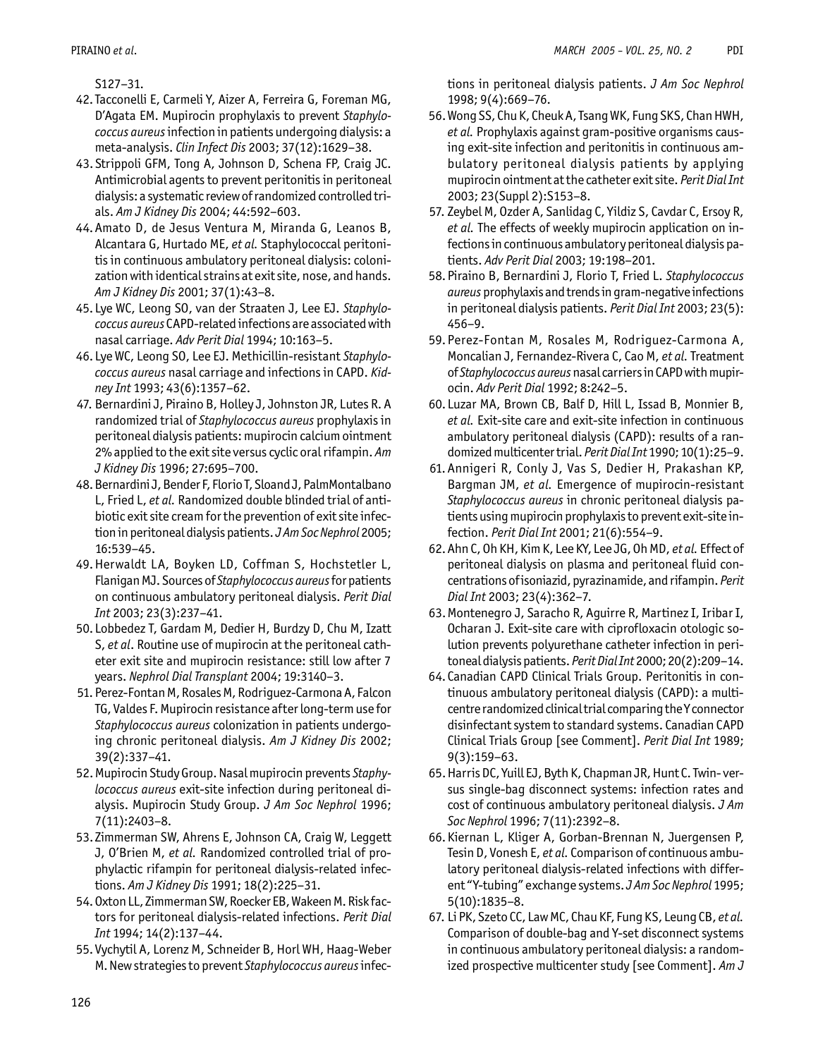S127–31.

42. Tacconelli E, Carmeli Y, Aizer A, Ferreira G, Foreman MG, D'Agata EM. Mupirocin prophylaxis to prevent *Staphylococcus aureus* infection in patients undergoing dialysis: a meta-analysis. *Clin Infect Dis* 2003; 37(12):1629–38.
43. Strippoli GFM, Tong A, Johnson D, Schena FP, Craig JC. Antimicrobial agents to prevent peritonitis in peritoneal dialysis: a systematic review of randomized controlled trials. *Am J Kidney Dis* 2004; 44:592–603.
44. Amato D, de Jesus Ventura M, Miranda G, Leanos B, Alcantara G, Hurtado ME, *et al.* Staphylococcal peritonitis in continuous ambulatory peritoneal dialysis: colonization with identical strains at exit site, nose, and hands. *Am J Kidney Dis* 2001; 37(1):43–8.
45. Lye WC, Leong SO, van der Straaten J, Lee EJ. *Staphylococcus aureus* CAPD-related infections are associated with nasal carriage. *Adv Perit Dial* 1994; 10:163–5.
46. Lye WC, Leong SO, Lee EJ. Methicillin-resistant *Staphylococcus aureus* nasal carriage and infections in CAPD. *Kidney Int* 1993; 43(6):1357–62.
47. Bernardini J, Piraino B, Holley J, Johnston JR, Lutes R. A randomized trial of *Staphylococcus aureus* prophylaxis in peritoneal dialysis patients: mupirocin calcium ointment 2% applied to the exit site versus cyclic oral rifampin. *Am J Kidney Dis* 1996; 27:695–700.
48. Bernardini J, Bender F, Florio T, Sloand J, PalmMontalbano L, Fried L, *et al.* Randomized double blinded trial of antibiotic exit site cream for the prevention of exit site infection in peritoneal dialysis patients. *J Am Soc Nephrol* 2005; 16:539–45.
49. Herwaldt LA, Boyken LD, Coffman S, Hochstetler L, Flanigan MJ. Sources of *Staphylococcus aureus* for patients on continuous ambulatory peritoneal dialysis. *Perit Dial Int* 2003; 23(3):237–41.
50. Lobbedez T, Gardam M, Dedier H, Burdzy D, Chu M, Izatt S, *et al*. Routine use of mupirocin at the peritoneal catheter exit site and mupirocin resistance: still low after 7 years. *Nephrol Dial Transplant* 2004; 19:3140–3.
51. Perez-Fontan M, Rosales M, Rodriguez-Carmona A, Falcon TG, Valdes F. Mupirocin resistance after long-term use for *Staphylococcus aureus* colonization in patients undergoing chronic peritoneal dialysis. *Am J Kidney Dis* 2002; 39(2):337–41.
52. Mupirocin Study Group. Nasal mupirocin prevents *Staphylococcus aureus* exit-site infection during peritoneal dialysis. Mupirocin Study Group. *J Am Soc Nephrol* 1996; 7(11):2403–8.
53. Zimmerman SW, Ahrens E, Johnson CA, Craig W, Leggett J, O'Brien M, *et al.* Randomized controlled trial of prophylactic rifampin for peritoneal dialysis-related infections. *Am J Kidney Dis* 1991; 18(2):225–31.
54. Oxton LL, Zimmerman SW, Roecker EB, Wakeen M. Risk factors for peritoneal dialysis-related infections. *Perit Dial Int* 1994; 14(2):137–44.
55. Vychytil A, Lorenz M, Schneider B, Horl WH, Haag-Weber M. New strategies to prevent *Staphylococcus aureus* infections in peritoneal dialysis patients. *J Am Soc Nephrol* 1998; 9(4):669–76.
56. Wong SS, Chu K, Cheuk A, Tsang WK, Fung SKS, Chan HWH, *et al.* Prophylaxis against gram-positive organisms causing exit-site infection and peritonitis in continuous ambulatory peritoneal dialysis patients by applying mupirocin ointment at the catheter exit site. *Perit Dial Int* 2003; 23(Suppl 2):S153–8.
57. Zeybel M, Ozder A, Sanlidag C, Yildiz S, Cavdar C, Ersoy R, *et al.* The effects of weekly mupirocin application on infections in continuous ambulatory peritoneal dialysis patients. *Adv Perit Dial* 2003; 19:198–201.
58. Piraino B, Bernardini J, Florio T, Fried L. *Staphylococcus aureus* prophylaxis and trends in gram-negative infections in peritoneal dialysis patients. *Perit Dial Int* 2003; 23(5): 456–9.
59. Perez-Fontan M, Rosales M, Rodriguez-Carmona A, Moncalian J, Fernandez-Rivera C, Cao M, *et al.* Treatment of *Staphylococcus aureus* nasal carriers in CAPD with mupirocin. *Adv Perit Dial* 1992; 8:242–5.
60. Luzar MA, Brown CB, Balf D, Hill L, Issad B, Monnier B, *et al.* Exit-site care and exit-site infection in continuous ambulatory peritoneal dialysis (CAPD): results of a randomized multicenter trial. *Perit Dial Int* 1990; 10(1):25–9.
61. Annigeri R, Conly J, Vas S, Dedier H, Prakashan KP, Bargman JM, *et al.* Emergence of mupirocin-resistant *Staphylococcus aureus* in chronic peritoneal dialysis patients using mupirocin prophylaxis to prevent exit-site infection. *Perit Dial Int* 2001; 21(6):554–9.
62. Ahn C, Oh KH, Kim K, Lee KY, Lee JG, Oh MD, *et al.* Effect of peritoneal dialysis on plasma and peritoneal fluid concentrations of isoniazid, pyrazinamide, and rifampin. *Perit Dial Int* 2003; 23(4):362–7.
63. Montenegro J, Saracho R, Aguirre R, Martinez I, Iribar I, Ocharan J. Exit-site care with ciprofloxacin otologic solution prevents polyurethane catheter infection in peritoneal dialysis patients. *Perit Dial Int* 2000; 20(2):209–14.
64. Canadian CAPD Clinical Trials Group. Peritonitis in continuous ambulatory peritoneal dialysis (CAPD): a multicentre randomized clinical trial comparing the Y connector disinfectant system to standard systems. Canadian CAPD Clinical Trials Group [see Comment]. *Perit Dial Int* 1989; 9(3):159–63.
65. Harris DC, Yuill EJ, Byth K, Chapman JR, Hunt C. Twin- versus single-bag disconnect systems: infection rates and cost of continuous ambulatory peritoneal dialysis. *J Am Soc Nephrol* 1996; 7(11):2392–8.
66. Kiernan L, Kliger A, Gorban-Brennan N, Juergensen P, Tesin D, Vonesh E, *et al.* Comparison of continuous ambulatory peritoneal dialysis-related infections with different "Y-tubing" exchange systems. *J Am Soc Nephrol* 1995; 5(10):1835–8.
67. Li PK, Szeto CC, Law MC, Chau KF, Fung KS, Leung CB, *et al.* Comparison of double-bag and Y-set disconnect systems in continuous ambulatory peritoneal dialysis: a randomized prospective multicenter study [see Comment]. *Am J*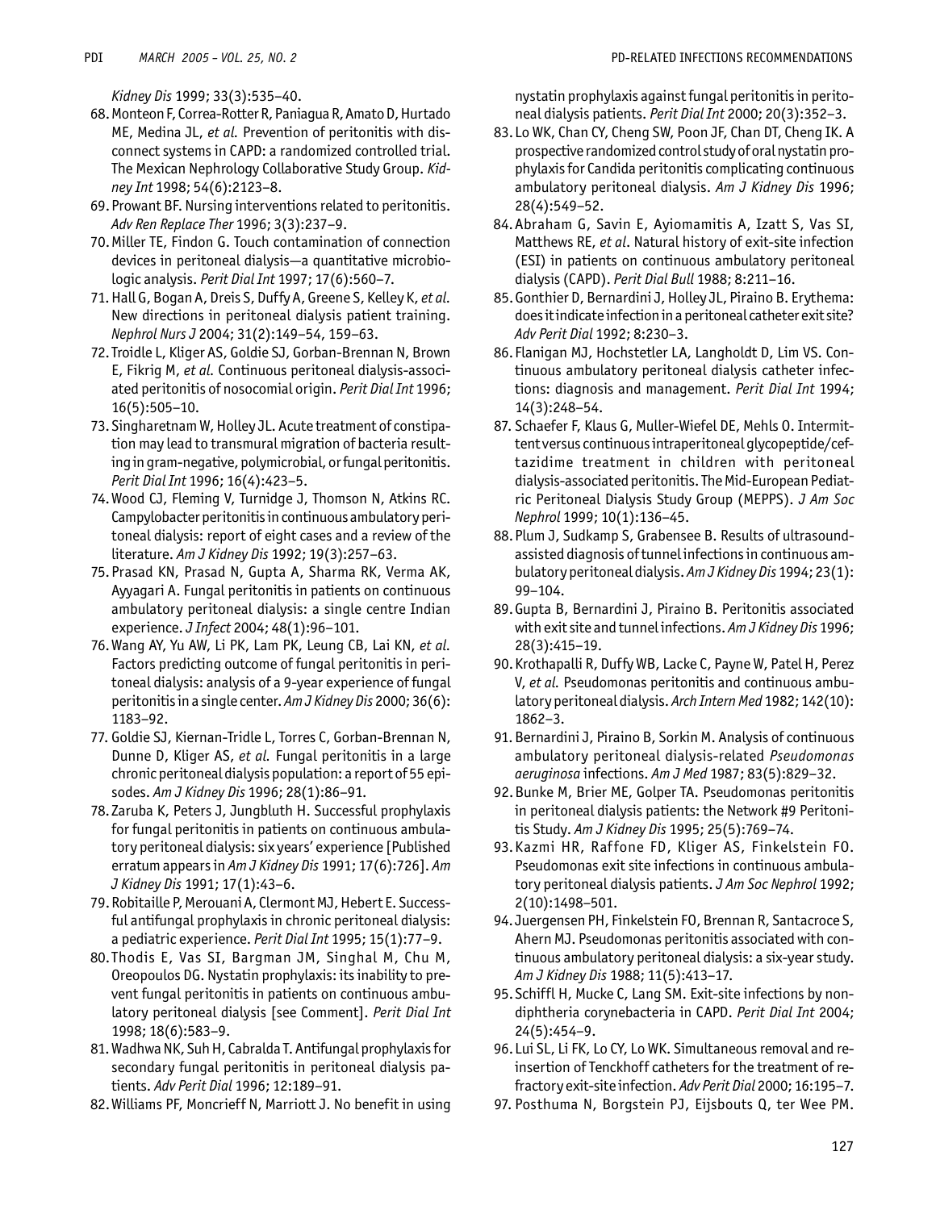*Kidney Dis* 1999; 33(3):535–40.

68. Monteon F, Correa-Rotter R, Paniagua R, Amato D, Hurtado ME, Medina JL, *et al.* Prevention of peritonitis with disconnect systems in CAPD: a randomized controlled trial. The Mexican Nephrology Collaborative Study Group. *Kidney Int* 1998; 54(6):2123–8.
69. Prowant BF. Nursing interventions related to peritonitis. *Adv Ren Replace Ther* 1996; 3(3):237–9.
70. Miller TE, Findon G. Touch contamination of connection devices in peritoneal dialysis—a quantitative microbiologic analysis. *Perit Dial Int* 1997; 17(6):560–7.
71. Hall G, Bogan A, Dreis S, Duffy A, Greene S, Kelley K, *et al.* New directions in peritoneal dialysis patient training. *Nephrol Nurs J* 2004; 31(2):149–54, 159–63.
72. Troidle L, Kliger AS, Goldie SJ, Gorban-Brennan N, Brown E, Fikrig M, *et al.* Continuous peritoneal dialysis-associated peritonitis of nosocomial origin. *Perit Dial Int* 1996; 16(5):505–10.
73. Singharetnam W, Holley JL. Acute treatment of constipation may lead to transmural migration of bacteria resulting in gram-negative, polymicrobial, or fungal peritonitis. *Perit Dial Int* 1996; 16(4):423–5.
74. Wood CJ, Fleming V, Turnidge J, Thomson N, Atkins RC. Campylobacter peritonitis in continuous ambulatory peritoneal dialysis: report of eight cases and a review of the literature. *Am J Kidney Dis* 1992; 19(3):257–63.
75. Prasad KN, Prasad N, Gupta A, Sharma RK, Verma AK, Ayyagari A. Fungal peritonitis in patients on continuous ambulatory peritoneal dialysis: a single centre Indian experience. *J Infect* 2004; 48(1):96–101.
76. Wang AY, Yu AW, Li PK, Lam PK, Leung CB, Lai KN, *et al.* Factors predicting outcome of fungal peritonitis in peritoneal dialysis: analysis of a 9-year experience of fungal peritonitis in a single center. *Am J Kidney Dis* 2000; 36(6): 1183–92.
77. Goldie SJ, Kiernan-Tridle L, Torres C, Gorban-Brennan N, Dunne D, Kliger AS, *et al.* Fungal peritonitis in a large chronic peritoneal dialysis population: a report of 55 episodes. *Am J Kidney Dis* 1996; 28(1):86–91.
78. Zaruba K, Peters J, Jungbluth H. Successful prophylaxis for fungal peritonitis in patients on continuous ambulatory peritoneal dialysis: six years' experience [Published erratum appears in *Am J Kidney Dis* 1991; 17(6):726]. *Am J Kidney Dis* 1991; 17(1):43–6.
79. Robitaille P, Merouani A, Clermont MJ, Hebert E. Successful antifungal prophylaxis in chronic peritoneal dialysis: a pediatric experience. *Perit Dial Int* 1995; 15(1):77–9.
80. Thodis E, Vas SI, Bargman JM, Singhal M, Chu M, Oreopoulos DG. Nystatin prophylaxis: its inability to prevent fungal peritonitis in patients on continuous ambulatory peritoneal dialysis [see Comment]. *Perit Dial Int* 1998; 18(6):583–9.
81. Wadhwa NK, Suh H, Cabralda T. Antifungal prophylaxis for secondary fungal peritonitis in peritoneal dialysis patients. *Adv Perit Dial* 1996; 12:189–91.
82. Williams PF, Moncrieff N, Marriott J. No benefit in using nystatin prophylaxis against fungal peritonitis in peritoneal dialysis patients. *Perit Dial Int* 2000; 20(3):352–3.
83. Lo WK, Chan CY, Cheng SW, Poon JF, Chan DT, Cheng IK. A prospective randomized control study of oral nystatin prophylaxis for Candida peritonitis complicating continuous ambulatory peritoneal dialysis. *Am J Kidney Dis* 1996; 28(4):549–52.
84. Abraham G, Savin E, Ayiomamitis A, Izatt S, Vas SI, Matthews RE, *et al*. Natural history of exit-site infection (ESI) in patients on continuous ambulatory peritoneal dialysis (CAPD). *Perit Dial Bull* 1988; 8:211–16.
85. Gonthier D, Bernardini J, Holley JL, Piraino B. Erythema: does it indicate infection in a peritoneal catheter exit site? *Adv Perit Dial* 1992; 8:230–3.
86. Flanigan MJ, Hochstetler LA, Langholdt D, Lim VS. Continuous ambulatory peritoneal dialysis catheter infections: diagnosis and management. *Perit Dial Int* 1994; 14(3):248–54.
87. Schaefer F, Klaus G, Muller-Wiefel DE, Mehls O. Intermittent versus continuous intraperitoneal glycopeptide/ceftazidime treatment in children with peritoneal dialysis-associated peritonitis. The Mid-European Pediatric Peritoneal Dialysis Study Group (MEPPS). *J Am Soc Nephrol* 1999; 10(1):136–45.
88. Plum J, Sudkamp S, Grabensee B. Results of ultrasound-assisted diagnosis of tunnel infections in continuous ambulatory peritoneal dialysis. *Am J Kidney Dis* 1994; 23(1): 99–104.
89. Gupta B, Bernardini J, Piraino B. Peritonitis associated with exit site and tunnel infections. *Am J Kidney Dis* 1996; 28(3):415–19.
90. Krothapalli R, Duffy WB, Lacke C, Payne W, Patel H, Perez V, *et al.* Pseudomonas peritonitis and continuous ambulatory peritoneal dialysis. *Arch Intern Med* 1982; 142(10): 1862–3.
91. Bernardini J, Piraino B, Sorkin M. Analysis of continuous ambulatory peritoneal dialysis-related *Pseudomonas aeruginosa* infections. *Am J Med* 1987; 83(5):829–32.
92. Bunke M, Brier ME, Golper TA. Pseudomonas peritonitis in peritoneal dialysis patients: the Network #9 Peritonitis Study. *Am J Kidney Dis* 1995; 25(5):769–74.
93. Kazmi HR, Raffone FD, Kliger AS, Finkelstein FO. Pseudomonas exit site infections in continuous ambulatory peritoneal dialysis patients. *J Am Soc Nephrol* 1992; 2(10):1498–501.
94. Juergensen PH, Finkelstein FO, Brennan R, Santacroce S, Ahern MJ. Pseudomonas peritonitis associated with continuous ambulatory peritoneal dialysis: a six-year study. *Am J Kidney Dis* 1988; 11(5):413–17.
95. Schiffl H, Mucke C, Lang SM. Exit-site infections by non-diphtheria corynebacteria in CAPD. *Perit Dial Int* 2004; 24(5):454–9.
96. Lui SL, Li FK, Lo CY, Lo WK. Simultaneous removal and reinsertion of Tenckhoff catheters for the treatment of refractory exit-site infection. *Adv Perit Dial* 2000; 16:195–7.
97. Posthuma N, Borgstein PJ, Eijsbouts Q, ter Wee PM.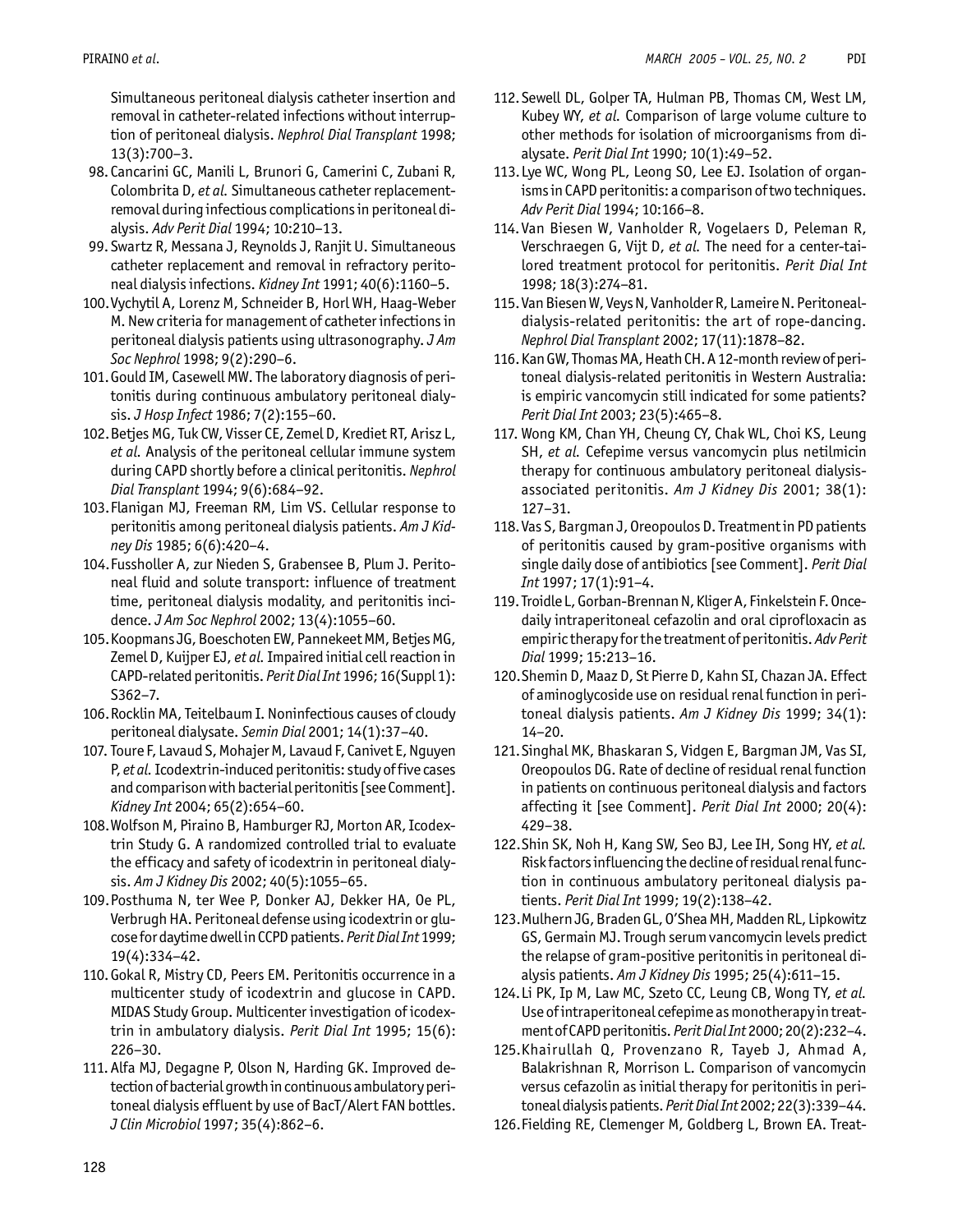Simultaneous peritoneal dialysis catheter insertion and removal in catheter-related infections without interruption of peritoneal dialysis. *Nephrol Dial Transplant* 1998; 13(3):700–3.

98. Cancarini GC, Manili L, Brunori G, Camerini C, Zubani R, Colombrita D, *et al.* Simultaneous catheter replacement-removal during infectious complications in peritoneal dialysis. *Adv Perit Dial* 1994; 10:210–13.
99. Swartz R, Messana J, Reynolds J, Ranjit U. Simultaneous catheter replacement and removal in refractory peritoneal dialysis infections. *Kidney Int* 1991; 40(6):1160–5.
100. Vychytil A, Lorenz M, Schneider B, Horl WH, Haag-Weber M. New criteria for management of catheter infections in peritoneal dialysis patients using ultrasonography. *J Am Soc Nephrol* 1998; 9(2):290–6.
101. Gould IM, Casewell MW. The laboratory diagnosis of peritonitis during continuous ambulatory peritoneal dialysis. *J Hosp Infect* 1986; 7(2):155–60.
102. Betjes MG, Tuk CW, Visser CE, Zemel D, Krediet RT, Arisz L, *et al.* Analysis of the peritoneal cellular immune system during CAPD shortly before a clinical peritonitis. *Nephrol Dial Transplant* 1994; 9(6):684–92.
103. Flanigan MJ, Freeman RM, Lim VS. Cellular response to peritonitis among peritoneal dialysis patients. *Am J Kidney Dis* 1985; 6(6):420–4.
104. Fussholler A, zur Nieden S, Grabensee B, Plum J. Peritoneal fluid and solute transport: influence of treatment time, peritoneal dialysis modality, and peritonitis incidence. *J Am Soc Nephrol* 2002; 13(4):1055–60.
105. Koopmans JG, Boeschoten EW, Pannekeet MM, Betjes MG, Zemel D, Kuijper EJ, *et al.* Impaired initial cell reaction in CAPD-related peritonitis. *Perit Dial Int* 1996; 16(Suppl 1): S362–7.
106. Rocklin MA, Teitelbaum I. Noninfectious causes of cloudy peritoneal dialysate. *Semin Dial* 2001; 14(1):37–40.
107. Toure F, Lavaud S, Mohajer M, Lavaud F, Canivet E, Nguyen P, *et al.* Icodextrin-induced peritonitis: study of five cases and comparison with bacterial peritonitis [see Comment]. *Kidney Int* 2004; 65(2):654–60.
108. Wolfson M, Piraino B, Hamburger RJ, Morton AR, Icodextrin Study G. A randomized controlled trial to evaluate the efficacy and safety of icodextrin in peritoneal dialysis. *Am J Kidney Dis* 2002; 40(5):1055–65.
109. Posthuma N, ter Wee P, Donker AJ, Dekker HA, Oe PL, Verbrugh HA. Peritoneal defense using icodextrin or glucose for daytime dwell in CCPD patients. *Perit Dial Int* 1999; 19(4):334–42.
110. Gokal R, Mistry CD, Peers EM. Peritonitis occurrence in a multicenter study of icodextrin and glucose in CAPD. MIDAS Study Group. Multicenter investigation of icodextrin in ambulatory dialysis. *Perit Dial Int* 1995; 15(6): 226–30.
111. Alfa MJ, Degagne P, Olson N, Harding GK. Improved detection of bacterial growth in continuous ambulatory peritoneal dialysis effluent by use of BacT/Alert FAN bottles. *J Clin Microbiol* 1997; 35(4):862–6.
112. Sewell DL, Golper TA, Hulman PB, Thomas CM, West LM, Kubey WY, *et al.* Comparison of large volume culture to other methods for isolation of microorganisms from dialysate. *Perit Dial Int* 1990; 10(1):49–52.
113. Lye WC, Wong PL, Leong SO, Lee EJ. Isolation of organisms in CAPD peritonitis: a comparison of two techniques. *Adv Perit Dial* 1994; 10:166–8.
114. Van Biesen W, Vanholder R, Vogelaers D, Peleman R, Verschraegen G, Vijt D, *et al.* The need for a center-tailored treatment protocol for peritonitis. *Perit Dial Int* 1998; 18(3):274–81.
115. Van Biesen W, Veys N, Vanholder R, Lameire N. Peritoneal-dialysis-related peritonitis: the art of rope-dancing. *Nephrol Dial Transplant* 2002; 17(11):1878–82.
116. Kan GW, Thomas MA, Heath CH. A 12-month review of peritoneal dialysis-related peritonitis in Western Australia: is empiric vancomycin still indicated for some patients? *Perit Dial Int* 2003; 23(5):465–8.
117. Wong KM, Chan YH, Cheung CY, Chak WL, Choi KS, Leung SH, *et al.* Cefepime versus vancomycin plus netilmicin therapy for continuous ambulatory peritoneal dialysis-associated peritonitis. *Am J Kidney Dis* 2001; 38(1): 127–31.
118. Vas S, Bargman J, Oreopoulos D. Treatment in PD patients of peritonitis caused by gram-positive organisms with single daily dose of antibiotics [see Comment]. *Perit Dial Int* 1997; 17(1):91–4.
119. Troidle L, Gorban-Brennan N, Kliger A, Finkelstein F. Once-daily intraperitoneal cefazolin and oral ciprofloxacin as empiric therapy for the treatment of peritonitis. *Adv Perit Dial* 1999; 15:213–16.
120. Shemin D, Maaz D, St Pierre D, Kahn SI, Chazan JA. Effect of aminoglycoside use on residual renal function in peritoneal dialysis patients. *Am J Kidney Dis* 1999; 34(1): 14–20.
121. Singhal MK, Bhaskaran S, Vidgen E, Bargman JM, Vas SI, Oreopoulos DG. Rate of decline of residual renal function in patients on continuous peritoneal dialysis and factors affecting it [see Comment]. *Perit Dial Int* 2000; 20(4): 429–38.
122. Shin SK, Noh H, Kang SW, Seo BJ, Lee IH, Song HY, *et al.* Risk factors influencing the decline of residual renal function in continuous ambulatory peritoneal dialysis patients. *Perit Dial Int* 1999; 19(2):138–42.
123. Mulhern JG, Braden GL, O'Shea MH, Madden RL, Lipkowitz GS, Germain MJ. Trough serum vancomycin levels predict the relapse of gram-positive peritonitis in peritoneal dialysis patients. *Am J Kidney Dis* 1995; 25(4):611–15.
124. Li PK, Ip M, Law MC, Szeto CC, Leung CB, Wong TY, *et al.* Use of intraperitoneal cefepime as monotherapy in treatment of CAPD peritonitis. *Perit Dial Int* 2000; 20(2):232–4.
125. Khairullah Q, Provenzano R, Tayeb J, Ahmad A, Balakrishnan R, Morrison L. Comparison of vancomycin versus cefazolin as initial therapy for peritonitis in peritoneal dialysis patients. *Perit Dial Int* 2002; 22(3):339–44.
126. Fielding RE, Clemenger M, Goldberg L, Brown EA. Treat-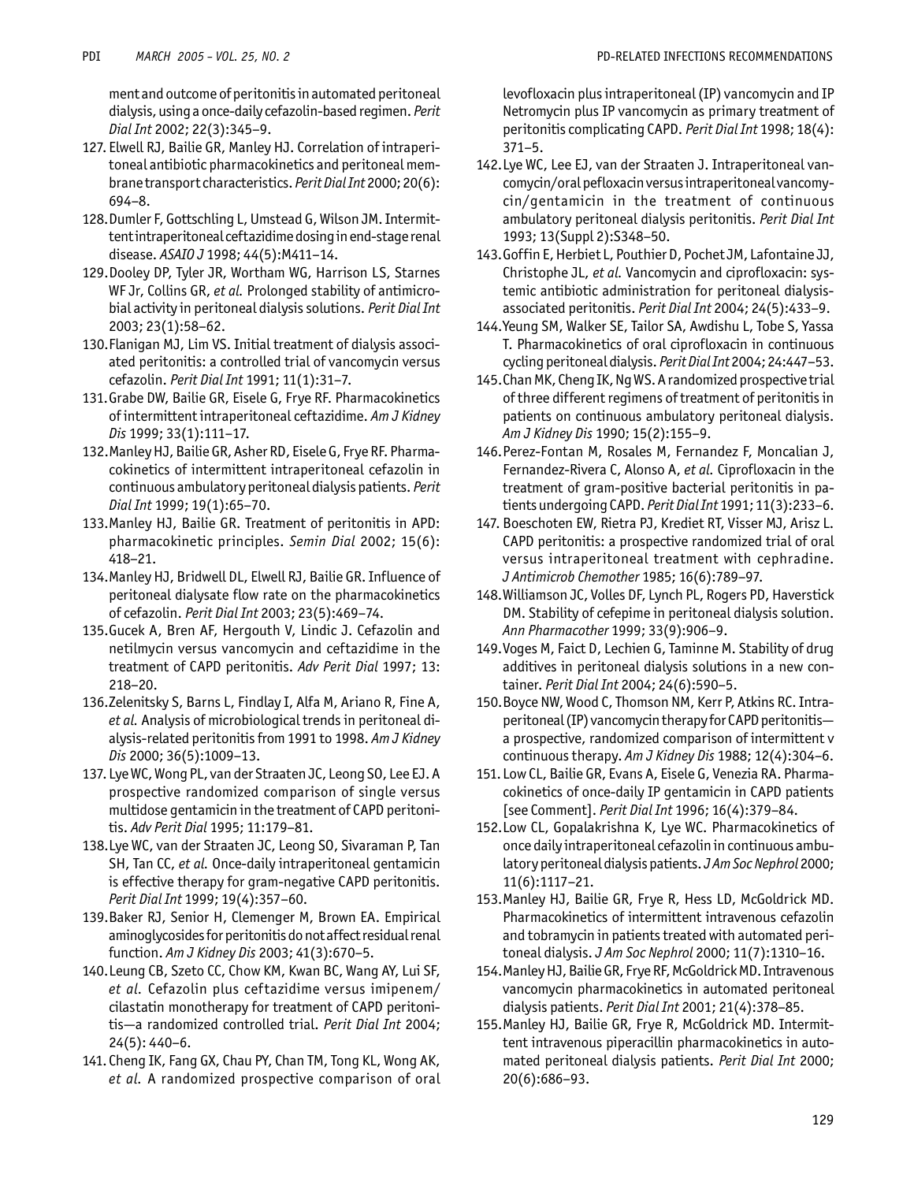ment and outcome of peritonitis in automated peritoneal dialysis, using a once-daily cefazolin-based regimen. *Perit Dial Int* 2002; 22(3):345–9.

127. Elwell RJ, Bailie GR, Manley HJ. Correlation of intraperitoneal antibiotic pharmacokinetics and peritoneal membrane transport characteristics. *Perit Dial Int* 2000; 20(6): 694–8.

128. Dumler F, Gottschling L, Umstead G, Wilson JM. Intermittent intraperitoneal ceftazidime dosing in end-stage renal disease. *ASAIO J* 1998; 44(5):M411–14.

129. Dooley DP, Tyler JR, Wortham WG, Harrison LS, Starnes WF Jr, Collins GR, *et al.* Prolonged stability of antimicrobial activity in peritoneal dialysis solutions. *Perit Dial Int* 2003; 23(1):58–62.

130. Flanigan MJ, Lim VS. Initial treatment of dialysis associated peritonitis: a controlled trial of vancomycin versus cefazolin. *Perit Dial Int* 1991; 11(1):31–7.

131. Grabe DW, Bailie GR, Eisele G, Frye RF. Pharmacokinetics of intermittent intraperitoneal ceftazidime. *Am J Kidney Dis* 1999; 33(1):111–17.

132. Manley HJ, Bailie GR, Asher RD, Eisele G, Frye RF. Pharmacokinetics of intermittent intraperitoneal cefazolin in continuous ambulatory peritoneal dialysis patients. *Perit Dial Int* 1999; 19(1):65–70.

133. Manley HJ, Bailie GR. Treatment of peritonitis in APD: pharmacokinetic principles. *Semin Dial* 2002; 15(6): 418–21.

134. Manley HJ, Bridwell DL, Elwell RJ, Bailie GR. Influence of peritoneal dialysate flow rate on the pharmacokinetics of cefazolin. *Perit Dial Int* 2003; 23(5):469–74.

135. Gucek A, Bren AF, Hergouth V, Lindic J. Cefazolin and netilmycin versus vancomycin and ceftazidime in the treatment of CAPD peritonitis. *Adv Perit Dial* 1997; 13: 218–20.

136. Zelenitsky S, Barns L, Findlay I, Alfa M, Ariano R, Fine A, *et al.* Analysis of microbiological trends in peritoneal dialysis-related peritonitis from 1991 to 1998. *Am J Kidney Dis* 2000; 36(5):1009–13.

137. Lye WC, Wong PL, van der Straaten JC, Leong SO, Lee EJ. A prospective randomized comparison of single versus multidose gentamicin in the treatment of CAPD peritonitis. *Adv Perit Dial* 1995; 11:179–81.

138. Lye WC, van der Straaten JC, Leong SO, Sivaraman P, Tan SH, Tan CC, *et al.* Once-daily intraperitoneal gentamicin is effective therapy for gram-negative CAPD peritonitis. *Perit Dial Int* 1999; 19(4):357–60.

139. Baker RJ, Senior H, Clemenger M, Brown EA. Empirical aminoglycosides for peritonitis do not affect residual renal function. *Am J Kidney Dis* 2003; 41(3):670–5.

140. Leung CB, Szeto CC, Chow KM, Kwan BC, Wang AY, Lui SF, *et al.* Cefazolin plus ceftazidime versus imipenem/cilastatin monotherapy for treatment of CAPD peritonitis—a randomized controlled trial. *Perit Dial Int* 2004; 24(5): 440–6.

141. Cheng IK, Fang GX, Chau PY, Chan TM, Tong KL, Wong AK, *et al.* A randomized prospective comparison of oral levofloxacin plus intraperitoneal (IP) vancomycin and IP Netromycin plus IP vancomycin as primary treatment of peritonitis complicating CAPD. *Perit Dial Int* 1998; 18(4): 371–5.

142. Lye WC, Lee EJ, van der Straaten J. Intraperitoneal vancomycin/oral pefloxacin versus intraperitoneal vancomycin/gentamicin in the treatment of continuous ambulatory peritoneal dialysis peritonitis. *Perit Dial Int* 1993; 13(Suppl 2):S348–50.

143. Goffin E, Herbiet L, Pouthier D, Pochet JM, Lafontaine JJ, Christophe JL, *et al.* Vancomycin and ciprofloxacin: systemic antibiotic administration for peritoneal dialysis-associated peritonitis. *Perit Dial Int* 2004; 24(5):433–9.

144. Yeung SM, Walker SE, Tailor SA, Awdishu L, Tobe S, Yassa T. Pharmacokinetics of oral ciprofloxacin in continuous cycling peritoneal dialysis. *Perit Dial Int* 2004; 24:447–53.

145. Chan MK, Cheng IK, Ng WS. A randomized prospective trial of three different regimens of treatment of peritonitis in patients on continuous ambulatory peritoneal dialysis. *Am J Kidney Dis* 1990; 15(2):155–9.

146. Perez-Fontan M, Rosales M, Fernandez F, Moncalian J, Fernandez-Rivera C, Alonso A, *et al.* Ciprofloxacin in the treatment of gram-positive bacterial peritonitis in patients undergoing CAPD. *Perit Dial Int* 1991; 11(3):233–6.

147. Boeschoten EW, Rietra PJ, Krediet RT, Visser MJ, Arisz L. CAPD peritonitis: a prospective randomized trial of oral versus intraperitoneal treatment with cephradine. *J Antimicrob Chemother* 1985; 16(6):789–97.

148. Williamson JC, Volles DF, Lynch PL, Rogers PD, Haverstick DM. Stability of cefepime in peritoneal dialysis solution. *Ann Pharmacother* 1999; 33(9):906–9.

149. Voges M, Faict D, Lechien G, Taminne M. Stability of drug additives in peritoneal dialysis solutions in a new container. *Perit Dial Int* 2004; 24(6):590–5.

150. Boyce NW, Wood C, Thomson NM, Kerr P, Atkins RC. Intraperitoneal (IP) vancomycin therapy for CAPD peritonitis—a prospective, randomized comparison of intermittent v continuous therapy. *Am J Kidney Dis* 1988; 12(4):304–6.

151. Low CL, Bailie GR, Evans A, Eisele G, Venezia RA. Pharmacokinetics of once-daily IP gentamicin in CAPD patients [see Comment]. *Perit Dial Int* 1996; 16(4):379–84.

152. Low CL, Gopalakrishna K, Lye WC. Pharmacokinetics of once daily intraperitoneal cefazolin in continuous ambulatory peritoneal dialysis patients. *J Am Soc Nephrol* 2000; 11(6):1117–21.

153. Manley HJ, Bailie GR, Frye R, Hess LD, McGoldrick MD. Pharmacokinetics of intermittent intravenous cefazolin and tobramycin in patients treated with automated peritoneal dialysis. *J Am Soc Nephrol* 2000; 11(7):1310–16.

154. Manley HJ, Bailie GR, Frye RF, McGoldrick MD. Intravenous vancomycin pharmacokinetics in automated peritoneal dialysis patients. *Perit Dial Int* 2001; 21(4):378–85.

155. Manley HJ, Bailie GR, Frye R, McGoldrick MD. Intermittent intravenous piperacillin pharmacokinetics in automated peritoneal dialysis patients. *Perit Dial Int* 2000; 20(6):686–93.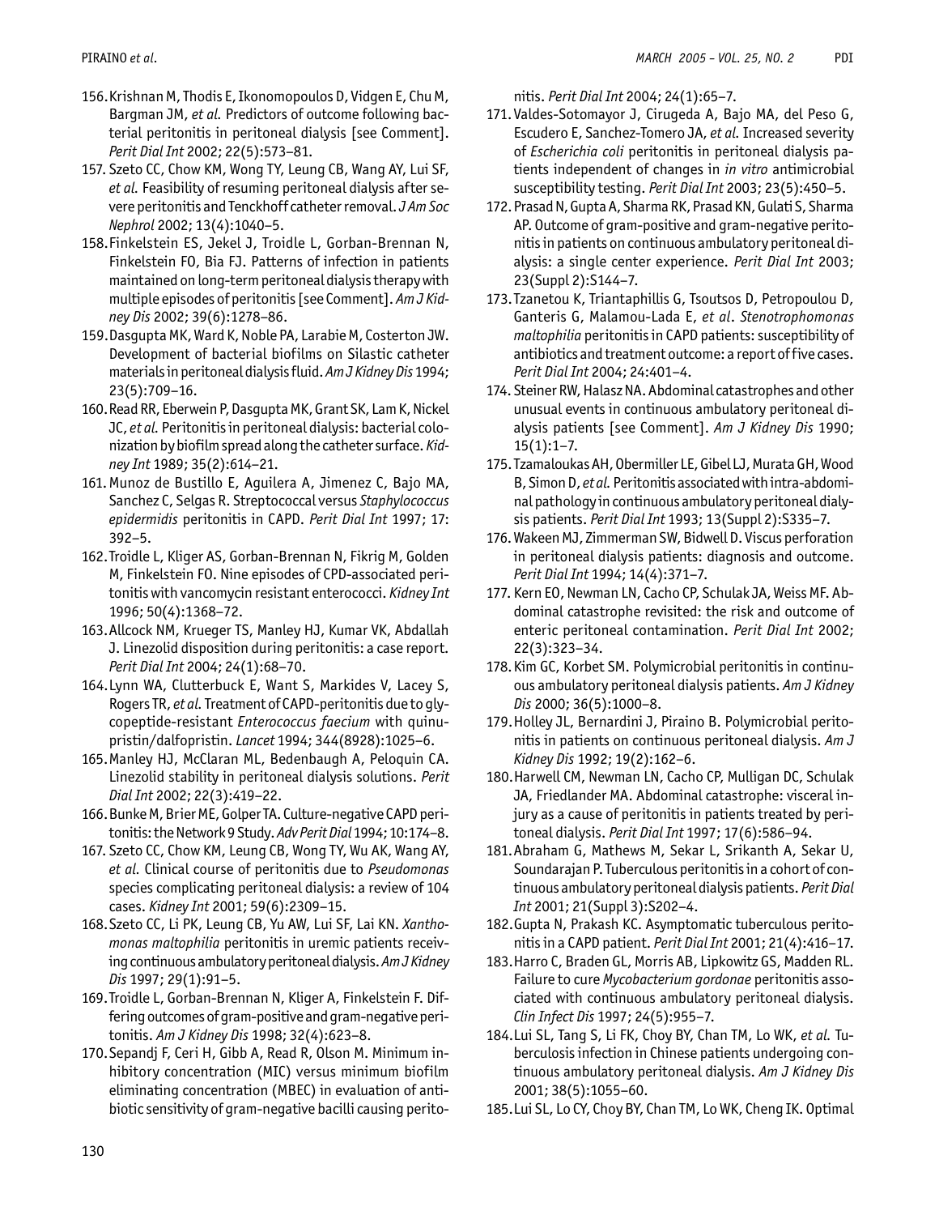156. Krishnan M, Thodis E, Ikonomopoulos D, Vidgen E, Chu M, Bargman JM, *et al.* Predictors of outcome following bacterial peritonitis in peritoneal dialysis [see Comment]. *Perit Dial Int* 2002; 22(5):573–81.

157. Szeto CC, Chow KM, Wong TY, Leung CB, Wang AY, Lui SF, *et al.* Feasibility of resuming peritoneal dialysis after severe peritonitis and Tenckhoff catheter removal. *J Am Soc Nephrol* 2002; 13(4):1040–5.

158. Finkelstein ES, Jekel J, Troidle L, Gorban-Brennan N, Finkelstein FO, Bia FJ. Patterns of infection in patients maintained on long-term peritoneal dialysis therapy with multiple episodes of peritonitis [see Comment]. *Am J Kidney Dis* 2002; 39(6):1278–86.

159. Dasgupta MK, Ward K, Noble PA, Larabie M, Costerton JW. Development of bacterial biofilms on Silastic catheter materials in peritoneal dialysis fluid. *Am J Kidney Dis* 1994; 23(5):709–16.

160. Read RR, Eberwein P, Dasgupta MK, Grant SK, Lam K, Nickel JC, *et al.* Peritonitis in peritoneal dialysis: bacterial colonization by biofilm spread along the catheter surface. *Kidney Int* 1989; 35(2):614–21.

161. Munoz de Bustillo E, Aguilera A, Jimenez C, Bajo MA, Sanchez C, Selgas R. Streptococcal versus *Staphylococcus epidermidis* peritonitis in CAPD. *Perit Dial Int* 1997; 17:392–5.

162. Troidle L, Kliger AS, Gorban-Brennan N, Fikrig M, Golden M, Finkelstein FO. Nine episodes of CPD-associated peritonitis with vancomycin resistant enterococci. *Kidney Int* 1996; 50(4):1368–72.

163. Allcock NM, Krueger TS, Manley HJ, Kumar VK, Abdallah J. Linezolid disposition during peritonitis: a case report. *Perit Dial Int* 2004; 24(1):68–70.

164. Lynn WA, Clutterbuck E, Want S, Markides V, Lacey S, Rogers TR, *et al.* Treatment of CAPD-peritonitis due to glycopeptide-resistant *Enterococcus faecium* with quinupristin/dalfopristin. *Lancet* 1994; 344(8928):1025–6.

165. Manley HJ, McClaran ML, Bedenbaugh A, Peloquin CA. Linezolid stability in peritoneal dialysis solutions. *Perit Dial Int* 2002; 22(3):419–22.

166. Bunke M, Brier ME, Golper TA. Culture-negative CAPD peritonitis: the Network 9 Study. *Adv Perit Dial* 1994; 10:174–8.

167. Szeto CC, Chow KM, Leung CB, Wong TY, Wu AK, Wang AY, *et al.* Clinical course of peritonitis due to *Pseudomonas* species complicating peritoneal dialysis: a review of 104 cases. *Kidney Int* 2001; 59(6):2309–15.

168. Szeto CC, Li PK, Leung CB, Yu AW, Lui SF, Lai KN. *Xanthomonas maltophilia* peritonitis in uremic patients receiving continuous ambulatory peritoneal dialysis. *Am J Kidney Dis* 1997; 29(1):91–5.

169. Troidle L, Gorban-Brennan N, Kliger A, Finkelstein F. Differing outcomes of gram-positive and gram-negative peritonitis. *Am J Kidney Dis* 1998; 32(4):623–8.

170. Sepandj F, Ceri H, Gibb A, Read R, Olson M. Minimum inhibitory concentration (MIC) versus minimum biofilm eliminating concentration (MBEC) in evaluation of antibiotic sensitivity of gram-negative bacilli causing peritonitis. *Perit Dial Int* 2004; 24(1):65–7.

171. Valdes-Sotomayor J, Cirugeda A, Bajo MA, del Peso G, Escudero E, Sanchez-Tomero JA, *et al.* Increased severity of *Escherichia coli* peritonitis in peritoneal dialysis patients independent of changes in *in vitro* antimicrobial susceptibility testing. *Perit Dial Int* 2003; 23(5):450–5.

172. Prasad N, Gupta A, Sharma RK, Prasad KN, Gulati S, Sharma AP. Outcome of gram-positive and gram-negative peritonitis in patients on continuous ambulatory peritoneal dialysis: a single center experience. *Perit Dial Int* 2003; 23(Suppl 2):S144–7.

173. Tzanetou K, Triantaphillis G, Tsoutsos D, Petropoulou D, Ganteris G, Malamou-Lada E, *et al.* *Stenotrophomonas maltophilia* peritonitis in CAPD patients: susceptibility of antibiotics and treatment outcome: a report of five cases. *Perit Dial Int* 2004; 24:401–4.

174. Steiner RW, Halasz NA. Abdominal catastrophes and other unusual events in continuous ambulatory peritoneal dialysis patients [see Comment]. *Am J Kidney Dis* 1990; 15(1):1–7.

175. Tzamaloukas AH, Obermiller LE, Gibel LJ, Murata GH, Wood B, Simon D, *et al.* Peritonitis associated with intra-abdominal pathology in continuous ambulatory peritoneal dialysis patients. *Perit Dial Int* 1993; 13(Suppl 2):S335–7.

176. Wakeen MJ, Zimmerman SW, Bidwell D. Viscus perforation in peritoneal dialysis patients: diagnosis and outcome. *Perit Dial Int* 1994; 14(4):371–7.

177. Kern EO, Newman LN, Cacho CP, Schulak JA, Weiss MF. Abdominal catastrophe revisited: the risk and outcome of enteric peritoneal contamination. *Perit Dial Int* 2002; 22(3):323–34.

178. Kim GC, Korbet SM. Polymicrobial peritonitis in continuous ambulatory peritoneal dialysis patients. *Am J Kidney Dis* 2000; 36(5):1000–8.

179. Holley JL, Bernardini J, Piraino B. Polymicrobial peritonitis in patients on continuous peritoneal dialysis. *Am J Kidney Dis* 1992; 19(2):162–6.

180. Harwell CM, Newman LN, Cacho CP, Mulligan DC, Schulak JA, Friedlander MA. Abdominal catastrophe: visceral injury as a cause of peritonitis in patients treated by peritoneal dialysis. *Perit Dial Int* 1997; 17(6):586–94.

181. Abraham G, Mathews M, Sekar L, Srikanth A, Sekar U, Soundarajan P. Tuberculous peritonitis in a cohort of continuous ambulatory peritoneal dialysis patients. *Perit Dial Int* 2001; 21(Suppl 3):S202–4.

182. Gupta N, Prakash KC. Asymptomatic tuberculous peritonitis in a CAPD patient. *Perit Dial Int* 2001; 21(4):416–17.

183. Harro C, Braden GL, Morris AB, Lipkowitz GS, Madden RL. Failure to cure *Mycobacterium gordonae* peritonitis associated with continuous ambulatory peritoneal dialysis. *Clin Infect Dis* 1997; 24(5):955–7.

184. Lui SL, Tang S, Li FK, Choy BY, Chan TM, Lo WK, *et al.* Tuberculosis infection in Chinese patients undergoing continuous ambulatory peritoneal dialysis. *Am J Kidney Dis* 2001; 38(5):1055–60.

185. Lui SL, Lo CY, Choy BY, Chan TM, Lo WK, Cheng IK. Optimal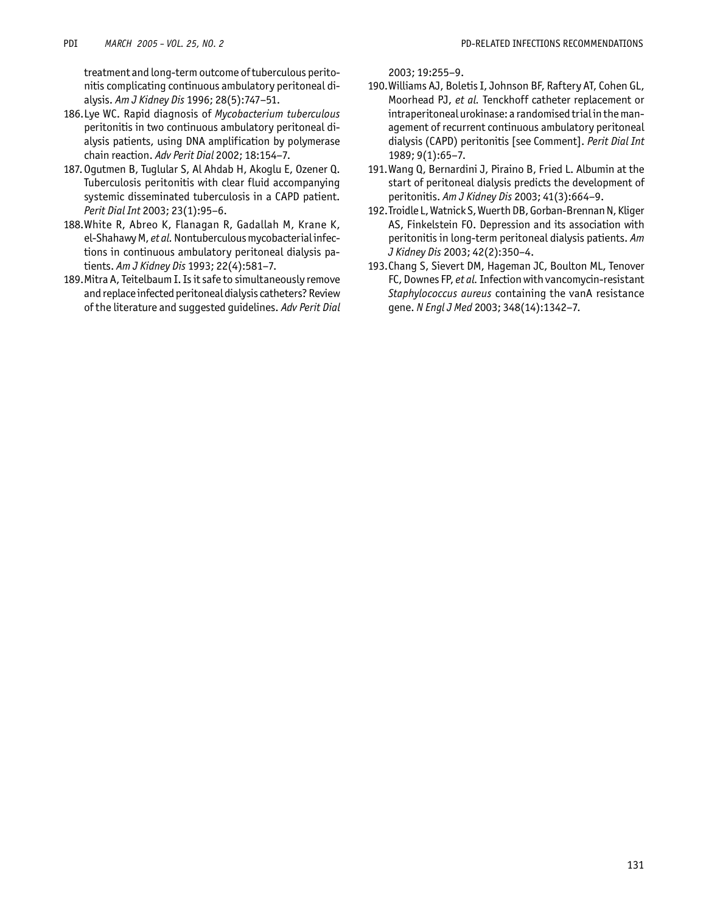treatment and long-term outcome of tuberculous peritonitis complicating continuous ambulatory peritoneal dialysis. *Am J Kidney Dis* 1996; 28(5):747–51.

186. Lye WC. Rapid diagnosis of *Mycobacterium tuberculous* peritonitis in two continuous ambulatory peritoneal dialysis patients, using DNA amplification by polymerase chain reaction. *Adv Perit Dial* 2002; 18:154–7.

187. Ogutmen B, Tuglular S, Al Ahdab H, Akoglu E, Ozener Q. Tuberculosis peritonitis with clear fluid accompanying systemic disseminated tuberculosis in a CAPD patient. *Perit Dial Int* 2003; 23(1):95–6.

188. White R, Abreo K, Flanagan R, Gadallah M, Krane K, el-Shahawy M, *et al*. Nontuberculous mycobacterial infections in continuous ambulatory peritoneal dialysis patients. *Am J Kidney Dis* 1993; 22(4):581–7.

189. Mitra A, Teitelbaum I. Is it safe to simultaneously remove and replace infected peritoneal dialysis catheters? Review of the literature and suggested guidelines. *Adv Perit Dial* 2003; 19:255–9.

190. Williams AJ, Boletis I, Johnson BF, Raftery AT, Cohen GL, Moorhead PJ, *et al*. Tenckhoff catheter replacement or intraperitoneal urokinase: a randomised trial in the management of recurrent continuous ambulatory peritoneal dialysis (CAPD) peritonitis [see Comment]. *Perit Dial Int* 1989; 9(1):65–7.

191. Wang Q, Bernardini J, Piraino B, Fried L. Albumin at the start of peritoneal dialysis predicts the development of peritonitis. *Am J Kidney Dis* 2003; 41(3):664–9.

192. Troidle L, Watnick S, Wuerth DB, Gorban-Brennan N, Kliger AS, Finkelstein FO. Depression and its association with peritonitis in long-term peritoneal dialysis patients. *Am J Kidney Dis* 2003; 42(2):350–4.

193. Chang S, Sievert DM, Hageman JC, Boulton ML, Tenover FC, Downes FP, *et al*. Infection with vancomycin-resistant *Staphylococcus aureus* containing the vanA resistance gene. *N Engl J Med* 2003; 348(14):1342–7.